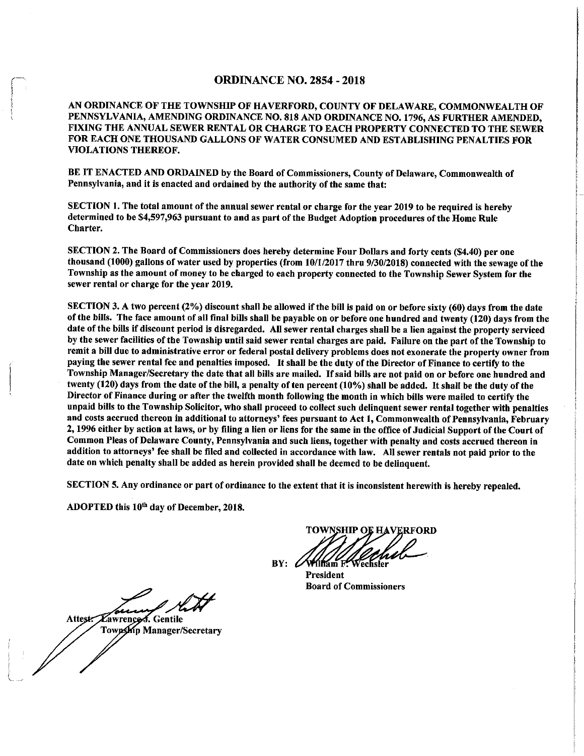# ORDINANCE NO. 2854 - 2018

**AN ORDINANCE OF THE TOWNSHIP OF HAVERFORD, COUNTY OF DELAWARE, COMMONWEALTH OF PENNSYLVANIA, AMENDING ORDINANCE NO. 818 AND ORDINANCE NO. 1796, AS FURTHER AMENDED, FIXING THE ANNUAL SEWER RENTAL OR CHARGE TO EACH PROPERTY CONNECTED TO THE SEWER FOR EACH ONE THOUSAND GALLONS OF WATER CONSUMED AND ESTABLISHING PENALTIES FOR VIOLATIONS THEREOF.**

**BE IT ENACTED AND ORDAINED by the Board of Commissioners, County of Delaware, Commonwealth of Pennsylvania, and it is enacted and ordained by the authority of the same that:**

**SECTION 1. The total amount of the annual sewer rental or charge for the year 2019 to be required is hereby determined to be $4,597,963 pursuant to and as part of the Budget Adoption procedures of the Home Rule Charter.**

**SECTION 2. The Board of Commissioners does hereby determine Four Dollars and forty cents ($4.40) per one thousand (1000) gallons of water used by properties (from 10/1/2017 thru 9/30/2018) connected with the sewage of the Township as the amount of money to be charged to each property connected to the Township Sewer System for the sewer rental or charge for the year 2019.**

**SECTION 3. A two percent (2%) discount shall be allowed if the bill is paid on or before sixty (60) days from the date of the bills. The face amount of all final bills shall be payable on or before one hundred and twenty (120) days from the date of the bills if discount period is disregarded. All sewer rental charges shall be a lien against the property serviced by the sewer facilities of the Township until said sewer rental charges are paid. Failure on the part of the Township to remit a bill due to administrative error or federal postal delivery problems does not exonerate the property owner from paying the sewer rental fee and penalties imposed. It shall be the duty of the Director of Finance to certify to the Township Manager/Secretary the date that all bills are mailed. If said bills are not paid on or before one hundred and twenty (120) days from the date of the bill, a penalty of ten percent (10%) shall be added. It shall be the duty of the Director of Finance during or after the twelfth month following the month in which bills were mailed to certify the unpaid bills to the Township Solicitor, who shall proceed to collect such delinquent sewer rental together with penalties and costs accrued thereon in additional to attorneys' fees pursuant to Act 1, Commonwealth of Pennsylvania, February 2, 1996 either by action at laws, or by filing a lien or liens for the same in the office of Judicial Support of the Court of Common Pleas of Delaware County, Pennsylvania and such liens, together with penalty and costs accrued thereon in addition to attorneys' fee shall be filed and collected in accordance with law. All sewer rentals not paid prior to the date on which penalty shall be added as herein provided shall be deemed to be delinquent.**

**SECTION 5. Any ordinance or part of ordinance to the extent that it is inconsistent herewith is hereby repealed.**

**ADOPTED this 10th day of December, 2018.**

**TOWNSHIP OF HAVERFORD**

**BY:** William F. Wechsler
**President**
**Board of Commissioners**

**Attest:** Lawrence J. Gentile
**Township Manager/Secretary**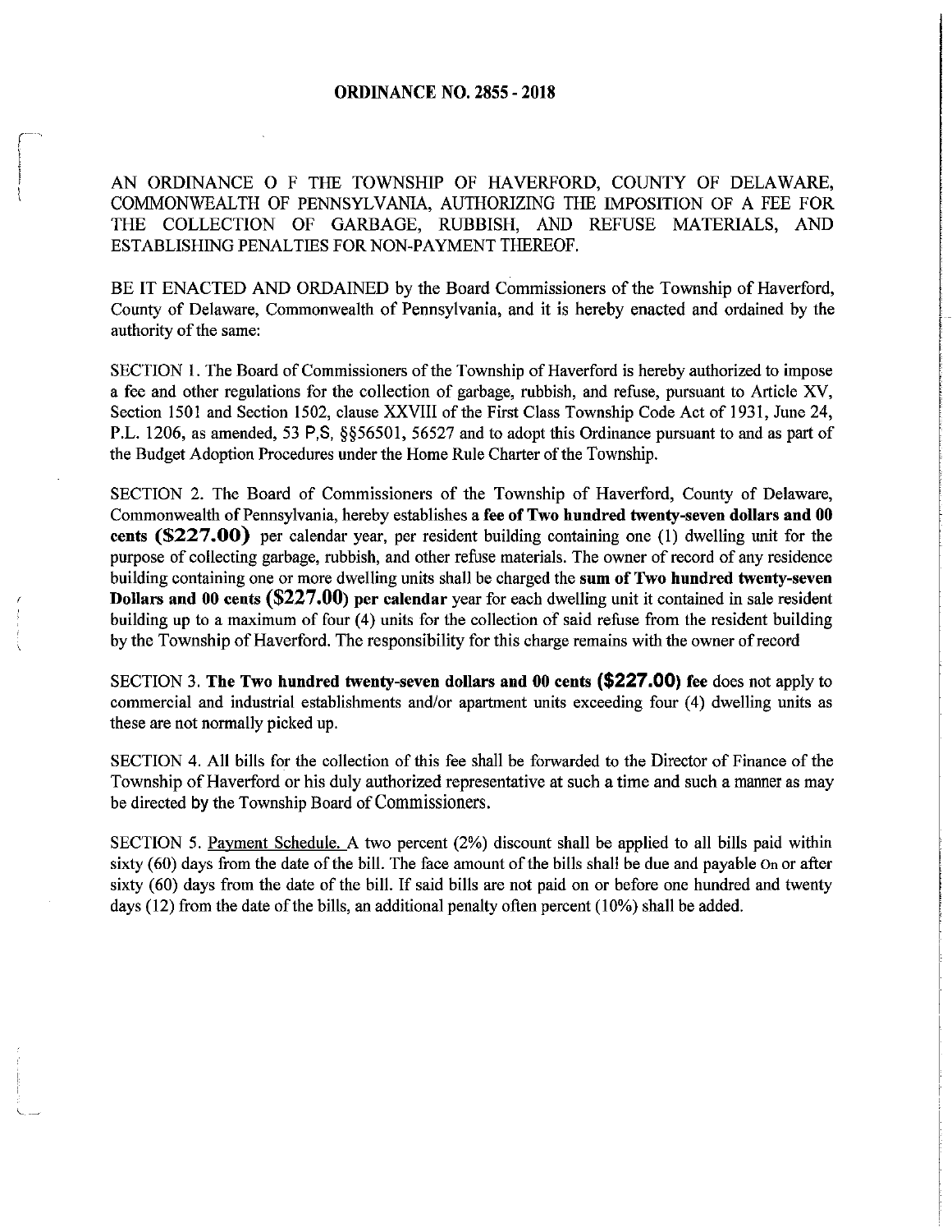# ORDINANCE NO. 2855 - 2018

AN ORDINANCE O F THE TOWNSHIP OF HAVERFORD, COUNTY OF DELAWARE, COMMONWEALTH OF PENNSYLVANIA, AUTHORIZING THE IMPOSITION OF A FEE FOR THE COLLECTION OF GARBAGE, RUBBISH, AND REFUSE MATERIALS, AND ESTABLISHING PENALTIES FOR NON-PAYMENT THEREOF.

BE IT ENACTED AND ORDAINED by the Board Commissioners of the Township of Haverford, County of Delaware, Commonwealth of Pennsylvania, and it is hereby enacted and ordained by the authority of the same:

SECTION 1. The Board of Commissioners of the Township of Haverford is hereby authorized to impose a fee and other regulations for the collection of garbage, rubbish, and refuse, pursuant to Article XV, Section 1501 and Section 1502, clause XXVIII of the First Class Township Code Act of 1931, June 24, P.L. 1206, as amended, 53 P,S, §§56501, 56527 and to adopt this Ordinance pursuant to and as part of the Budget Adoption Procedures under the Home Rule Charter of the Township.

SECTION 2. The Board of Commissioners of the Township of Haverford, County of Delaware, Commonwealth of Pennsylvania, hereby establishes a **fee of Two hundred twenty-seven dollars and 00 cents ($227.00)** per calendar year, per resident building containing one (1) dwelling unit for the purpose of collecting garbage, rubbish, and other refuse materials. The owner of record of any residence building containing one or more dwelling units shall be charged the **sum of Two hundred twenty-seven Dollars and 00 cents ($227.00) per calendar** year for each dwelling unit it contained in sale resident building up to a maximum of four (4) units for the collection of said refuse from the resident building by the Township of Haverford. The responsibility for this charge remains with the owner of record

SECTION 3. **The Two hundred twenty-seven dollars and 00 cents ($227.00) fee** does not apply to commercial and industrial establishments and/or apartment units exceeding four (4) dwelling units as these are not normally picked up.

SECTION 4. All bills for the collection of this fee shall be forwarded to the Director of Finance of the Township of Haverford or his duly authorized representative at such a time and such a manner as may be directed by the Township Board of Commissioners.

SECTION 5. Payment Schedule. A two percent (2%) discount shall be applied to all bills paid within sixty (60) days from the date of the bill. The face amount of the bills shall be due and payable On or after sixty (60) days from the date of the bill. If said bills are not paid on or before one hundred and twenty days (12) from the date of the bills, an additional penalty often percent (10%) shall be added.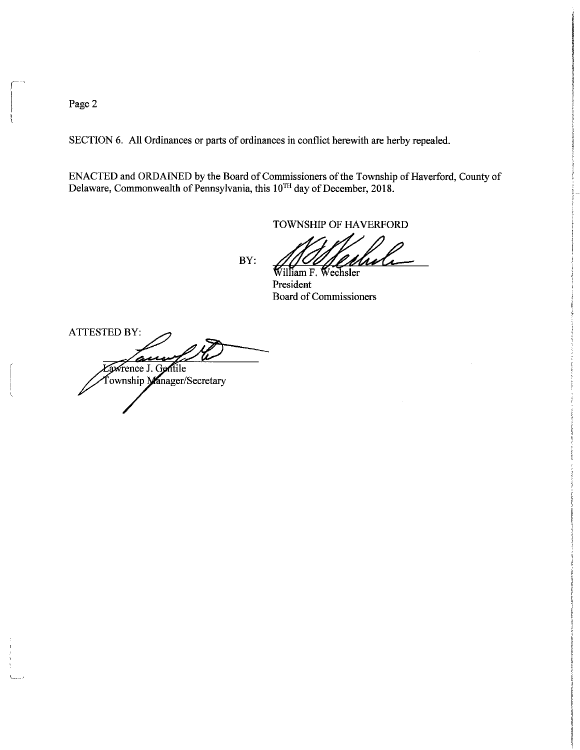SECTION 6. All Ordinances or parts of ordinances in conflict herewith are herby repealed.

ENACTED and ORDAINED by the Board of Commissioners of the Township of Haverford, County of Delaware, Commonwealth of Pennsylvania, this 10[TH] day of December, 2018.

TOWNSHIP OF HAVERFORD

BY: ______________________
William F. Wechsler
President
Board of Commissioners

ATTESTED BY:

______________________
Lawrence J. Gentile
Township Manager/Secretary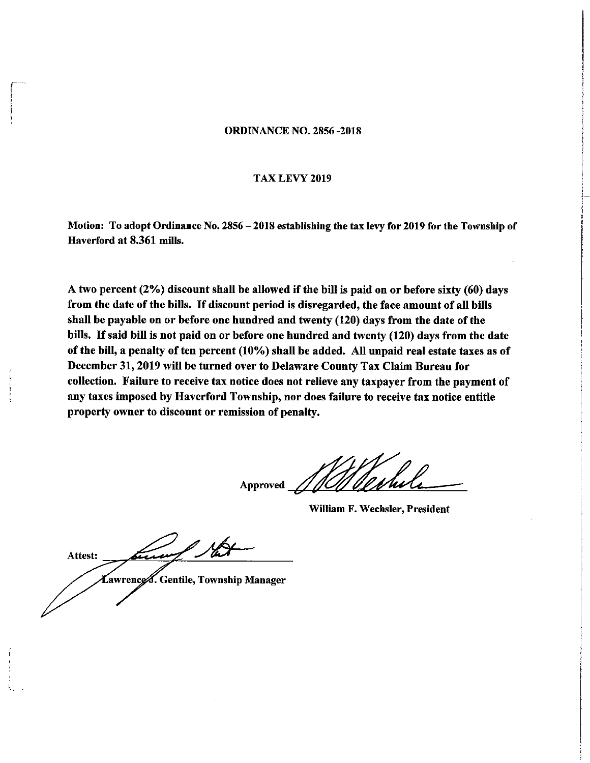**ORDINANCE NO. 2856 -2018**

**TAX LEVY 2019**

**Motion: To adopt Ordinance No. 2856 – 2018 establishing the tax levy for 2019 for the Township of Haverford at 8.361 mills.**

**A two percent (2%) discount shall be allowed if the bill is paid on or before sixty (60) days from the date of the bills. If discount period is disregarded, the face amount of all bills shall be payable on or before one hundred and twenty (120) days from the date of the bills. If said bill is not paid on or before one hundred and twenty (120) days from the date of the bill, a penalty of ten percent (10%) shall be added. All unpaid real estate taxes as of December 31, 2019 will be turned over to Delaware County Tax Claim Bureau for collection. Failure to receive tax notice does not relieve any taxpayer from the payment of any taxes imposed by Haverford Township, nor does failure to receive tax notice entitle property owner to discount or remission of penalty.**

**Approved** \_\_\_\_\_\_\_\_\_\_\_\_\_\_\_\_\_\_\_\_

**William F. Wechsler, President**

**Attest:** \_\_\_\_\_\_\_\_\_\_\_\_\_\_\_\_\_\_\_\_

**Lawrence J. Gentile, Township Manager**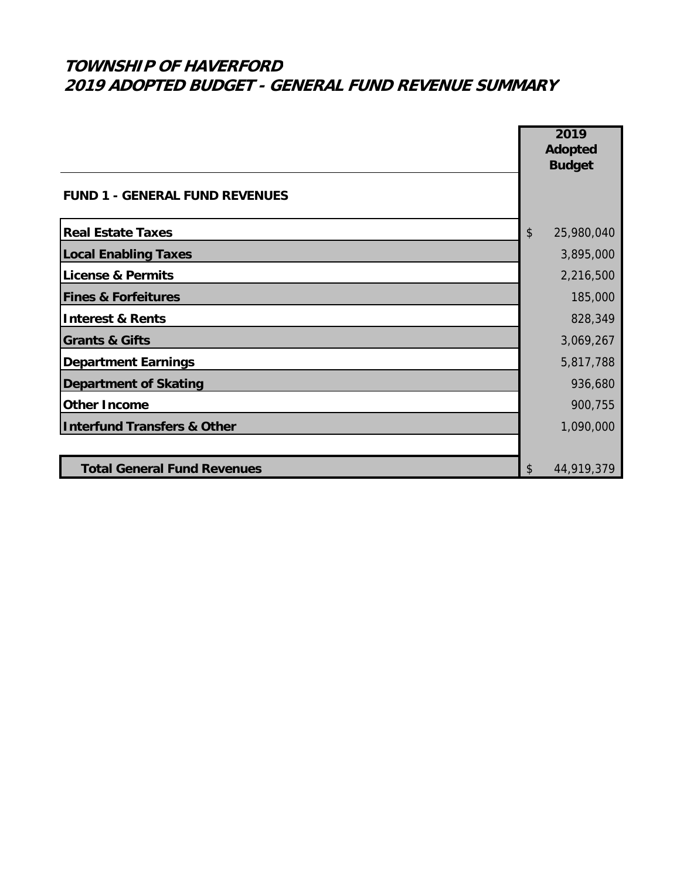# TOWNSHIP OF HAVERFORD
# 2019 ADOPTED BUDGET - GENERAL FUND REVENUE SUMMARY

| | 2019 Adopted Budget |
|---|---|
| **FUND 1 - GENERAL FUND REVENUES** | |
| **Real Estate Taxes** | $ 25,980,040 |
| **Local Enabling Taxes** | 3,895,000 |
| **License & Permits** | 2,216,500 |
| **Fines & Forfeitures** | 185,000 |
| **Interest & Rents** | 828,349 |
| **Grants & Gifts** | 3,069,267 |
| **Department Earnings** | 5,817,788 |
| **Department of Skating** | 936,680 |
| **Other Income** | 900,755 |
| **Interfund Transfers & Other** | 1,090,000 |
| **Total General Fund Revenues** | $ 44,919,379 |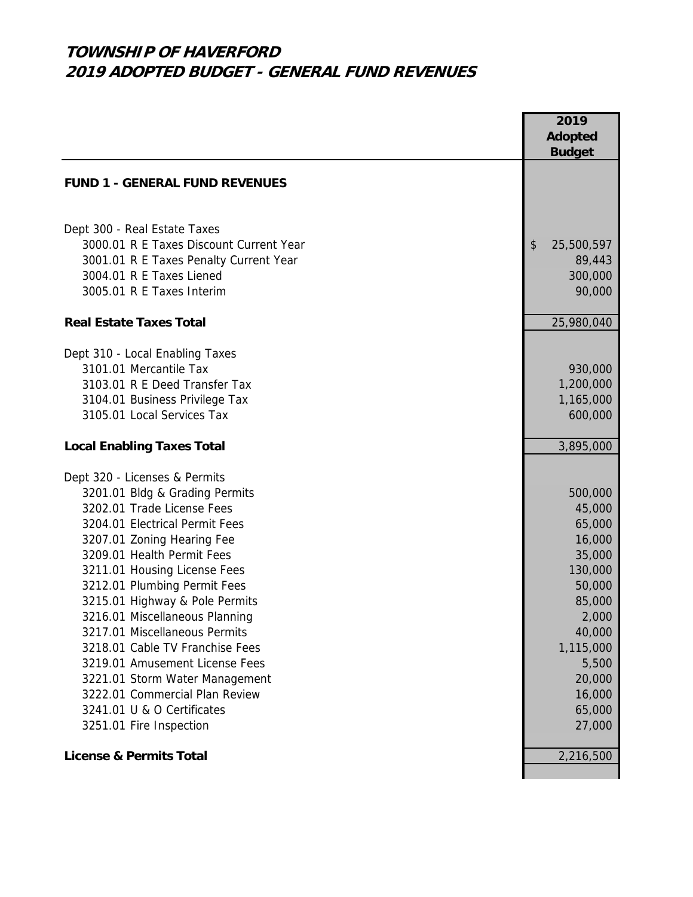# TOWNSHIP OF HAVERFORD
# 2019 ADOPTED BUDGET - GENERAL FUND REVENUES

| | 2019 Adopted Budget |
|---|---|
| **FUND 1 - GENERAL FUND REVENUES** | |
| | |
| Dept 300 - Real Estate Taxes | |
| 3000.01 R E Taxes Discount Current Year | $ 25,500,597 |
| 3001.01 R E Taxes Penalty Current Year | 89,443 |
| 3004.01 R E Taxes Liened | 300,000 |
| 3005.01 R E Taxes Interim | 90,000 |
| | |
| **Real Estate Taxes Total** | 25,980,040 |
| | |
| Dept 310 - Local Enabling Taxes | |
| 3101.01 Mercantile Tax | 930,000 |
| 3103.01 R E Deed Transfer Tax | 1,200,000 |
| 3104.01 Business Privilege Tax | 1,165,000 |
| 3105.01 Local Services Tax | 600,000 |
| | |
| **Local Enabling Taxes Total** | 3,895,000 |
| | |
| Dept 320 - Licenses & Permits | |
| 3201.01 Bldg & Grading Permits | 500,000 |
| 3202.01 Trade License Fees | 45,000 |
| 3204.01 Electrical Permit Fees | 65,000 |
| 3207.01 Zoning Hearing Fee | 16,000 |
| 3209.01 Health Permit Fees | 35,000 |
| 3211.01 Housing License Fees | 130,000 |
| 3212.01 Plumbing Permit Fees | 50,000 |
| 3215.01 Highway & Pole Permits | 85,000 |
| 3216.01 Miscellaneous Planning | 2,000 |
| 3217.01 Miscellaneous Permits | 40,000 |
| 3218.01 Cable TV Franchise Fees | 1,115,000 |
| 3219.01 Amusement License Fees | 5,500 |
| 3221.01 Storm Water Management | 20,000 |
| 3222.01 Commercial Plan Review | 16,000 |
| 3241.01 U & O Certificates | 65,000 |
| 3251.01 Fire Inspection | 27,000 |
| | |
| **License & Permits Total** | 2,216,500 |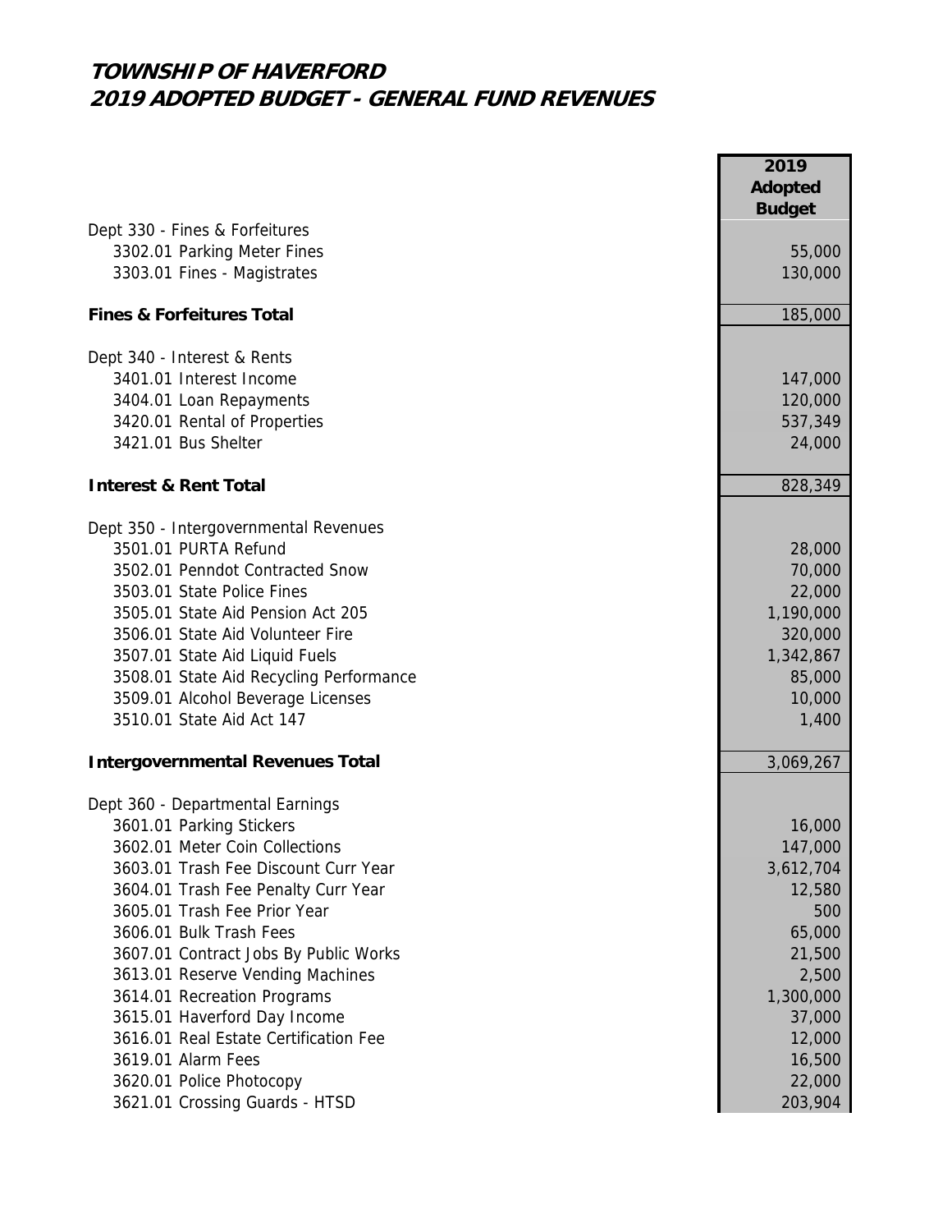# TOWNSHIP OF HAVERFORD
## 2019 ADOPTED BUDGET - GENERAL FUND REVENUES

| | 2019 Adopted Budget |
|---|---:|
| Dept 330 - Fines & Forfeitures | |
| 3302.01 Parking Meter Fines | 55,000 |
| 3303.01 Fines - Magistrates | 130,000 |
| **Fines & Forfeitures Total** | 185,000 |
| Dept 340 - Interest & Rents | |
| 3401.01 Interest Income | 147,000 |
| 3404.01 Loan Repayments | 120,000 |
| 3420.01 Rental of Properties | 537,349 |
| 3421.01 Bus Shelter | 24,000 |
| **Interest & Rent Total** | 828,349 |
| Dept 350 - Intergovernmental Revenues | |
| 3501.01 PURTA Refund | 28,000 |
| 3502.01 Penndot Contracted Snow | 70,000 |
| 3503.01 State Police Fines | 22,000 |
| 3505.01 State Aid Pension Act 205 | 1,190,000 |
| 3506.01 State Aid Volunteer Fire | 320,000 |
| 3507.01 State Aid Liquid Fuels | 1,342,867 |
| 3508.01 State Aid Recycling Performance | 85,000 |
| 3509.01 Alcohol Beverage Licenses | 10,000 |
| 3510.01 State Aid Act 147 | 1,400 |
| **Intergovernmental Revenues Total** | 3,069,267 |
| Dept 360 - Departmental Earnings | |
| 3601.01 Parking Stickers | 16,000 |
| 3602.01 Meter Coin Collections | 147,000 |
| 3603.01 Trash Fee Discount Curr Year | 3,612,704 |
| 3604.01 Trash Fee Penalty Curr Year | 12,580 |
| 3605.01 Trash Fee Prior Year | 500 |
| 3606.01 Bulk Trash Fees | 65,000 |
| 3607.01 Contract Jobs By Public Works | 21,500 |
| 3613.01 Reserve Vending Machines | 2,500 |
| 3614.01 Recreation Programs | 1,300,000 |
| 3615.01 Haverford Day Income | 37,000 |
| 3616.01 Real Estate Certification Fee | 12,000 |
| 3619.01 Alarm Fees | 16,500 |
| 3620.01 Police Photocopy | 22,000 |
| 3621.01 Crossing Guards - HTSD | 203,904 |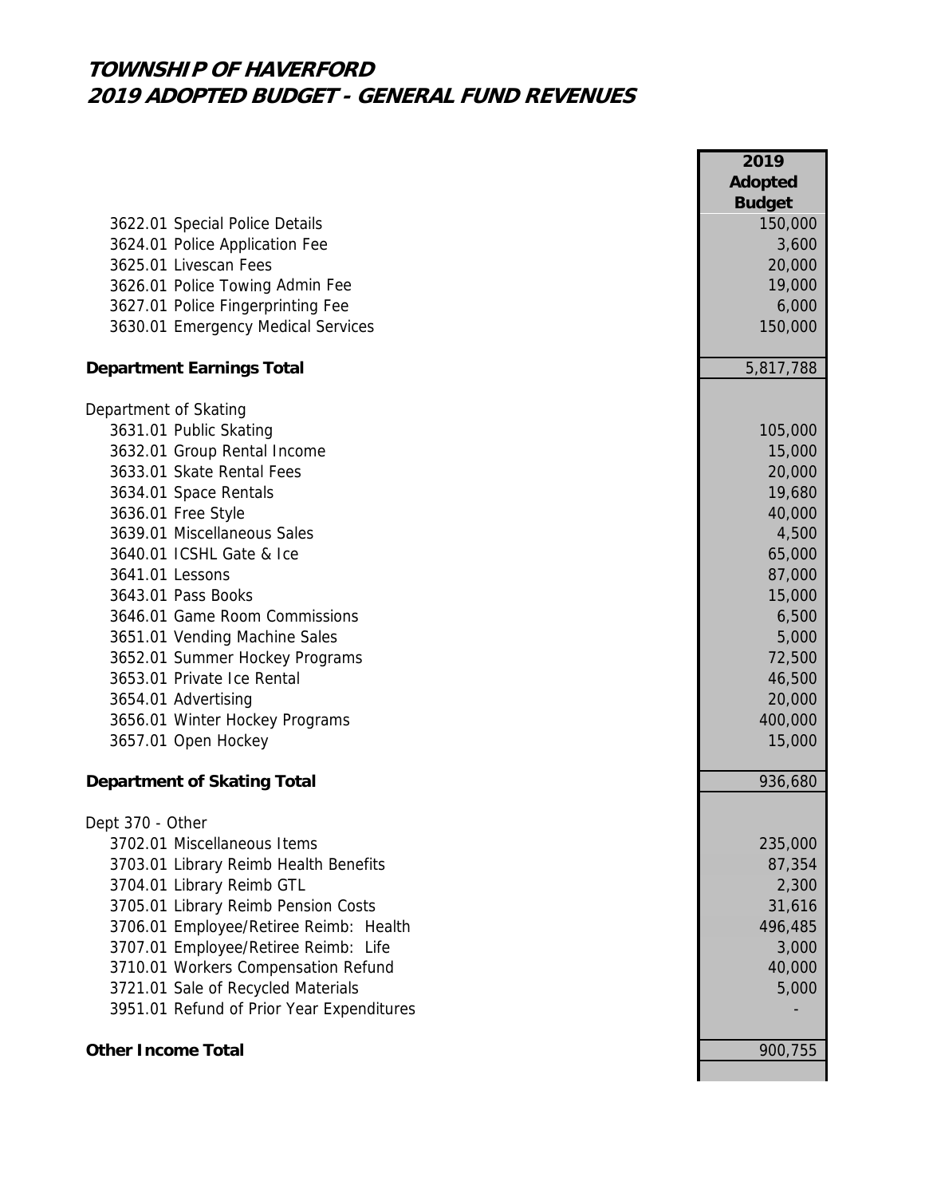# TOWNSHIP OF HAVERFORD
## 2019 ADOPTED BUDGET - GENERAL FUND REVENUES

| | 2019 Adopted Budget |
|---|---:|
| 3622.01 Special Police Details | 150,000 |
| 3624.01 Police Application Fee | 3,600 |
| 3625.01 Livescan Fees | 20,000 |
| 3626.01 Police Towing Admin Fee | 19,000 |
| 3627.01 Police Fingerprinting Fee | 6,000 |
| 3630.01 Emergency Medical Services | 150,000 |
| | |
| **Department Earnings Total** | 5,817,788 |
| | |
| Department of Skating | |
| 3631.01 Public Skating | 105,000 |
| 3632.01 Group Rental Income | 15,000 |
| 3633.01 Skate Rental Fees | 20,000 |
| 3634.01 Space Rentals | 19,680 |
| 3636.01 Free Style | 40,000 |
| 3639.01 Miscellaneous Sales | 4,500 |
| 3640.01 ICSHL Gate & Ice | 65,000 |
| 3641.01 Lessons | 87,000 |
| 3643.01 Pass Books | 15,000 |
| 3646.01 Game Room Commissions | 6,500 |
| 3651.01 Vending Machine Sales | 5,000 |
| 3652.01 Summer Hockey Programs | 72,500 |
| 3653.01 Private Ice Rental | 46,500 |
| 3654.01 Advertising | 20,000 |
| 3656.01 Winter Hockey Programs | 400,000 |
| 3657.01 Open Hockey | 15,000 |
| | |
| **Department of Skating Total** | 936,680 |
| | |
| Dept 370 - Other | |
| 3702.01 Miscellaneous Items | 235,000 |
| 3703.01 Library Reimb Health Benefits | 87,354 |
| 3704.01 Library Reimb GTL | 2,300 |
| 3705.01 Library Reimb Pension Costs | 31,616 |
| 3706.01 Employee/Retiree Reimb: Health | 496,485 |
| 3707.01 Employee/Retiree Reimb: Life | 3,000 |
| 3710.01 Workers Compensation Refund | 40,000 |
| 3721.01 Sale of Recycled Materials | 5,000 |
| 3951.01 Refund of Prior Year Expenditures | - |
| | |
| **Other Income Total** | 900,755 |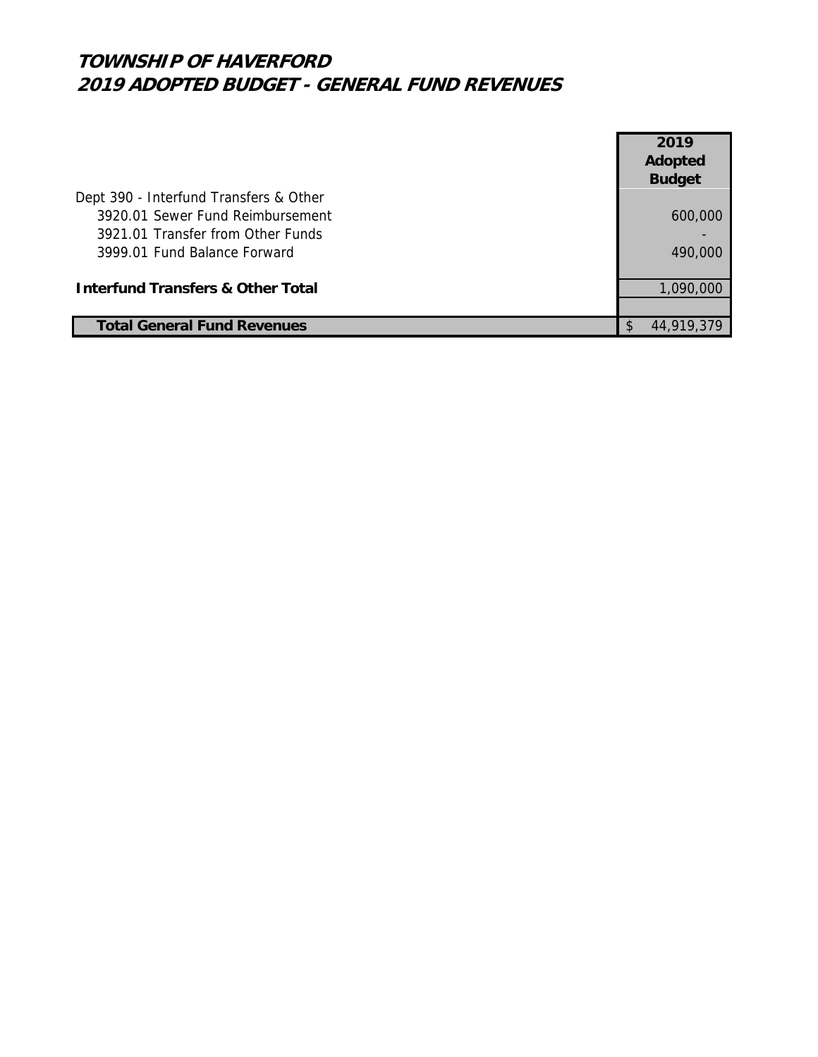# TOWNSHIP OF HAVERFORD
# 2019 ADOPTED BUDGET - GENERAL FUND REVENUES

| | 2019 Adopted Budget |
|---|---|
| Dept 390 - Interfund Transfers & Other | |
| 3920.01 Sewer Fund Reimbursement | 600,000 |
| 3921.01 Transfer from Other Funds | - |
| 3999.01 Fund Balance Forward | 490,000 |
| | |
| **Interfund Transfers & Other Total** | 1,090,000 |
| | |
| **Total General Fund Revenues** | $ 44,919,379 |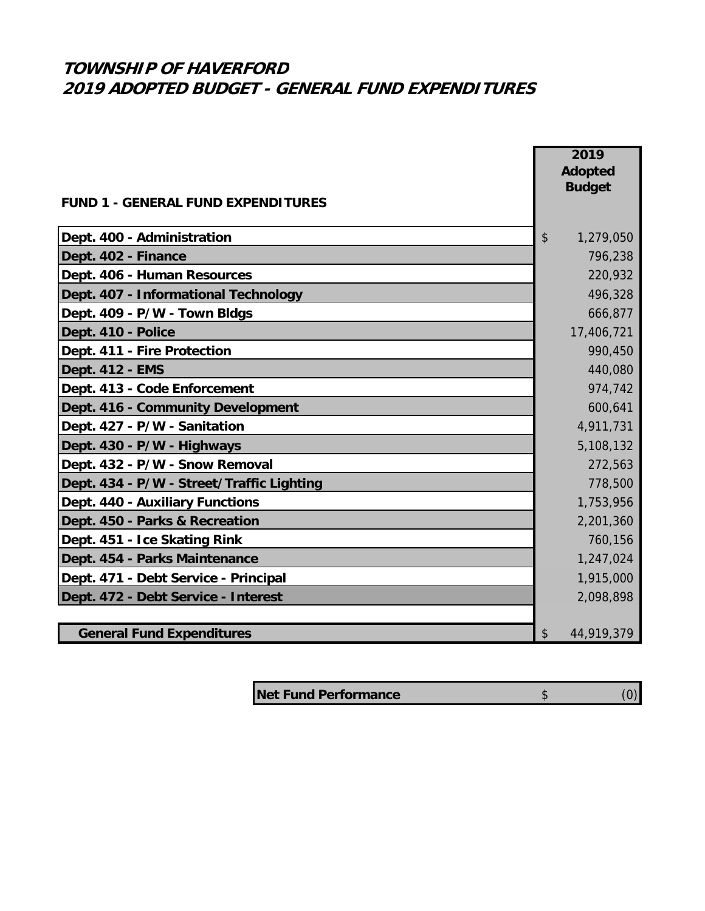# TOWNSHIP OF HAVERFORD
# 2019 ADOPTED BUDGET - GENERAL FUND EXPENDITURES

| FUND 1 - GENERAL FUND EXPENDITURES | 2019 Adopted Budget |
|---|---|
| Dept. 400 - Administration | $ 1,279,050 |
| Dept. 402 - Finance | 796,238 |
| Dept. 406 - Human Resources | 220,932 |
| Dept. 407 - Informational Technology | 496,328 |
| Dept. 409 - P/W - Town Bldgs | 666,877 |
| Dept. 410 - Police | 17,406,721 |
| Dept. 411 - Fire Protection | 990,450 |
| Dept. 412 - EMS | 440,080 |
| Dept. 413 - Code Enforcement | 974,742 |
| Dept. 416 - Community Development | 600,641 |
| Dept. 427 - P/W - Sanitation | 4,911,731 |
| Dept. 430 - P/W - Highways | 5,108,132 |
| Dept. 432 - P/W - Snow Removal | 272,563 |
| Dept. 434 - P/W - Street/Traffic Lighting | 778,500 |
| Dept. 440 - Auxiliary Functions | 1,753,956 |
| Dept. 450 - Parks & Recreation | 2,201,360 |
| Dept. 451 - Ice Skating Rink | 760,156 |
| Dept. 454 - Parks Maintenance | 1,247,024 |
| Dept. 471 - Debt Service - Principal | 1,915,000 |
| Dept. 472 - Debt Service - Interest | 2,098,898 |
| General Fund Expenditures | $ 44,919,379 |

| Net Fund Performance | $ (0) |
|---|---|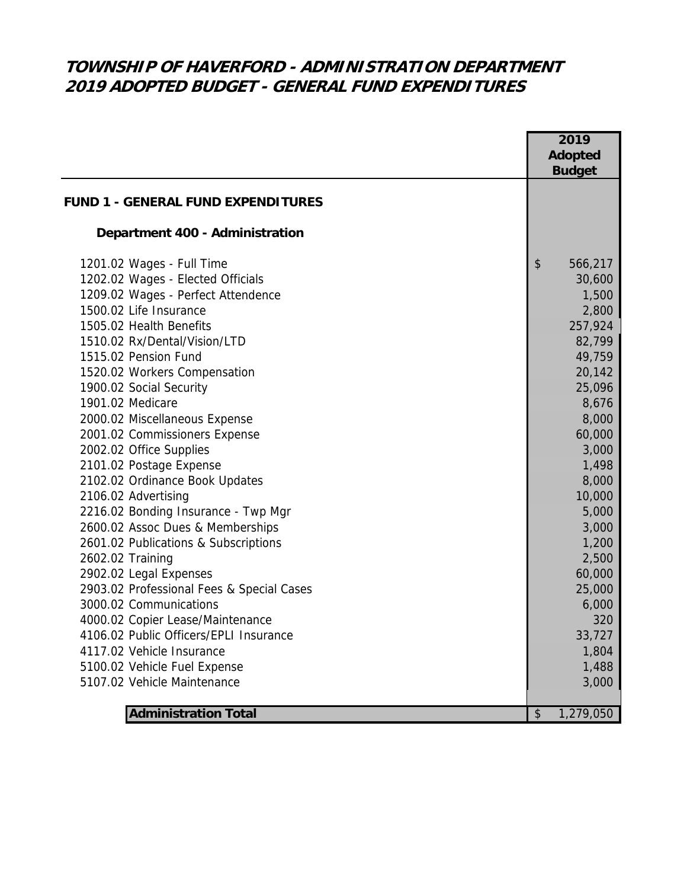# TOWNSHIP OF HAVERFORD - ADMINISTRATION DEPARTMENT
# 2019 ADOPTED BUDGET - GENERAL FUND EXPENDITURES

| | 2019 Adopted Budget |
|---|---|
| **FUND 1 - GENERAL FUND EXPENDITURES** | |
| **Department 400 - Administration** | |
| 1201.02 Wages - Full Time | $ 566,217 |
| 1202.02 Wages - Elected Officials | 30,600 |
| 1209.02 Wages - Perfect Attendence | 1,500 |
| 1500.02 Life Insurance | 2,800 |
| 1505.02 Health Benefits | 257,924 |
| 1510.02 Rx/Dental/Vision/LTD | 82,799 |
| 1515.02 Pension Fund | 49,759 |
| 1520.02 Workers Compensation | 20,142 |
| 1900.02 Social Security | 25,096 |
| 1901.02 Medicare | 8,676 |
| 2000.02 Miscellaneous Expense | 8,000 |
| 2001.02 Commissioners Expense | 60,000 |
| 2002.02 Office Supplies | 3,000 |
| 2101.02 Postage Expense | 1,498 |
| 2102.02 Ordinance Book Updates | 8,000 |
| 2106.02 Advertising | 10,000 |
| 2216.02 Bonding Insurance - Twp Mgr | 5,000 |
| 2600.02 Assoc Dues & Memberships | 3,000 |
| 2601.02 Publications & Subscriptions | 1,200 |
| 2602.02 Training | 2,500 |
| 2902.02 Legal Expenses | 60,000 |
| 2903.02 Professional Fees & Special Cases | 25,000 |
| 3000.02 Communications | 6,000 |
| 4000.02 Copier Lease/Maintenance | 320 |
| 4106.02 Public Officers/EPLI Insurance | 33,727 |
| 4117.02 Vehicle Insurance | 1,804 |
| 5100.02 Vehicle Fuel Expense | 1,488 |
| 5107.02 Vehicle Maintenance | 3,000 |
| **Administration Total** | $ 1,279,050 |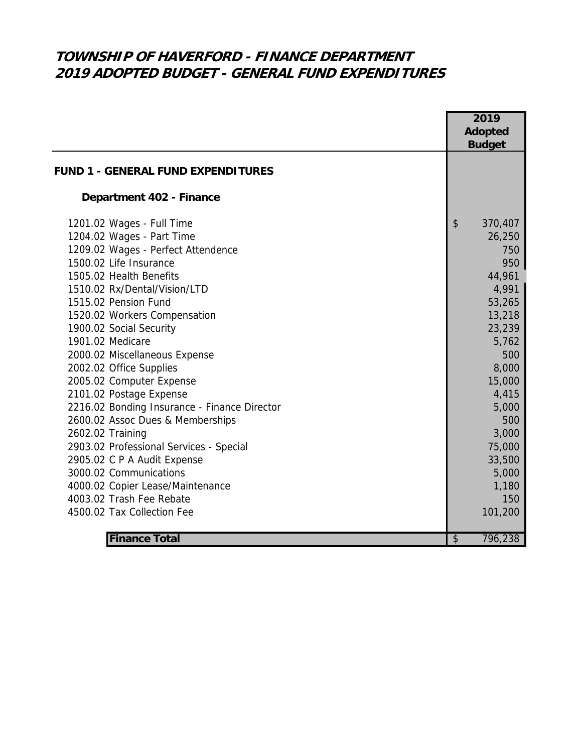# TOWNSHIP OF HAVERFORD - FINANCE DEPARTMENT
# 2019 ADOPTED BUDGET - GENERAL FUND EXPENDITURES

| | 2019 Adopted Budget |
|---|---|
| **FUND 1 - GENERAL FUND EXPENDITURES** | |
| **Department 402 - Finance** | |
| 1201.02 Wages - Full Time | $ 370,407 |
| 1204.02 Wages - Part Time | 26,250 |
| 1209.02 Wages - Perfect Attendence | 750 |
| 1500.02 Life Insurance | 950 |
| 1505.02 Health Benefits | 44,961 |
| 1510.02 Rx/Dental/Vision/LTD | 4,991 |
| 1515.02 Pension Fund | 53,265 |
| 1520.02 Workers Compensation | 13,218 |
| 1900.02 Social Security | 23,239 |
| 1901.02 Medicare | 5,762 |
| 2000.02 Miscellaneous Expense | 500 |
| 2002.02 Office Supplies | 8,000 |
| 2005.02 Computer Expense | 15,000 |
| 2101.02 Postage Expense | 4,415 |
| 2216.02 Bonding Insurance - Finance Director | 5,000 |
| 2600.02 Assoc Dues & Memberships | 500 |
| 2602.02 Training | 3,000 |
| 2903.02 Professional Services - Special | 75,000 |
| 2905.02 C P A Audit Expense | 33,500 |
| 3000.02 Communications | 5,000 |
| 4000.02 Copier Lease/Maintenance | 1,180 |
| 4003.02 Trash Fee Rebate | 150 |
| 4500.02 Tax Collection Fee | 101,200 |
| **Finance Total** | $ 796,238 |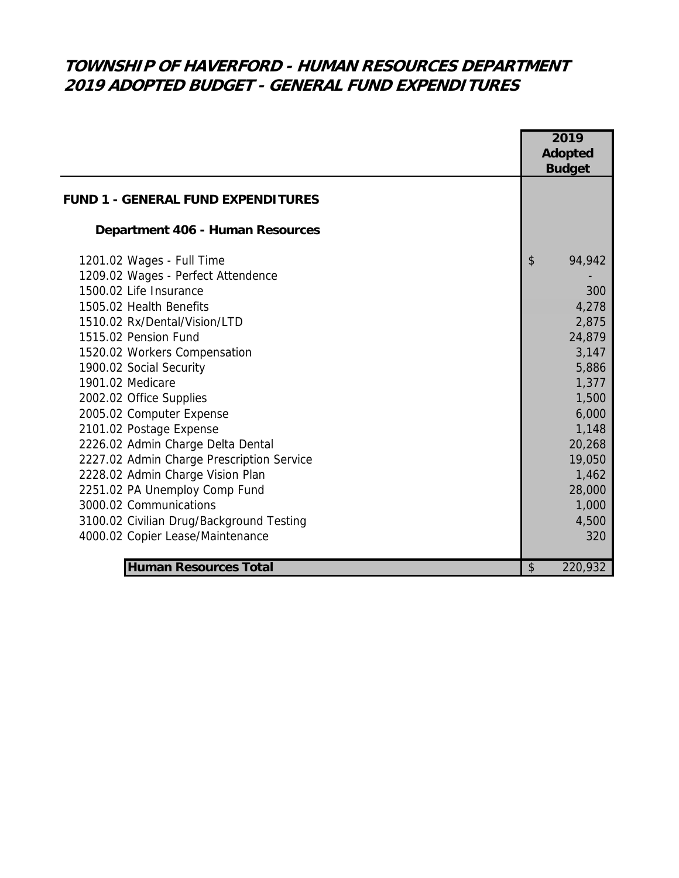# TOWNSHIP OF HAVERFORD - HUMAN RESOURCES DEPARTMENT
# 2019 ADOPTED BUDGET - GENERAL FUND EXPENDITURES

| | 2019 Adopted Budget |
|---|---|
| **FUND 1 - GENERAL FUND EXPENDITURES** | |
| **Department 406 - Human Resources** | |
| 1201.02 Wages - Full Time | $ 94,942 |
| 1209.02 Wages - Perfect Attendence | - |
| 1500.02 Life Insurance | 300 |
| 1505.02 Health Benefits | 4,278 |
| 1510.02 Rx/Dental/Vision/LTD | 2,875 |
| 1515.02 Pension Fund | 24,879 |
| 1520.02 Workers Compensation | 3,147 |
| 1900.02 Social Security | 5,886 |
| 1901.02 Medicare | 1,377 |
| 2002.02 Office Supplies | 1,500 |
| 2005.02 Computer Expense | 6,000 |
| 2101.02 Postage Expense | 1,148 |
| 2226.02 Admin Charge Delta Dental | 20,268 |
| 2227.02 Admin Charge Prescription Service | 19,050 |
| 2228.02 Admin Charge Vision Plan | 1,462 |
| 2251.02 PA Unemploy Comp Fund | 28,000 |
| 3000.02 Communications | 1,000 |
| 3100.02 Civilian Drug/Background Testing | 4,500 |
| 4000.02 Copier Lease/Maintenance | 320 |
| **Human Resources Total** | $ 220,932 |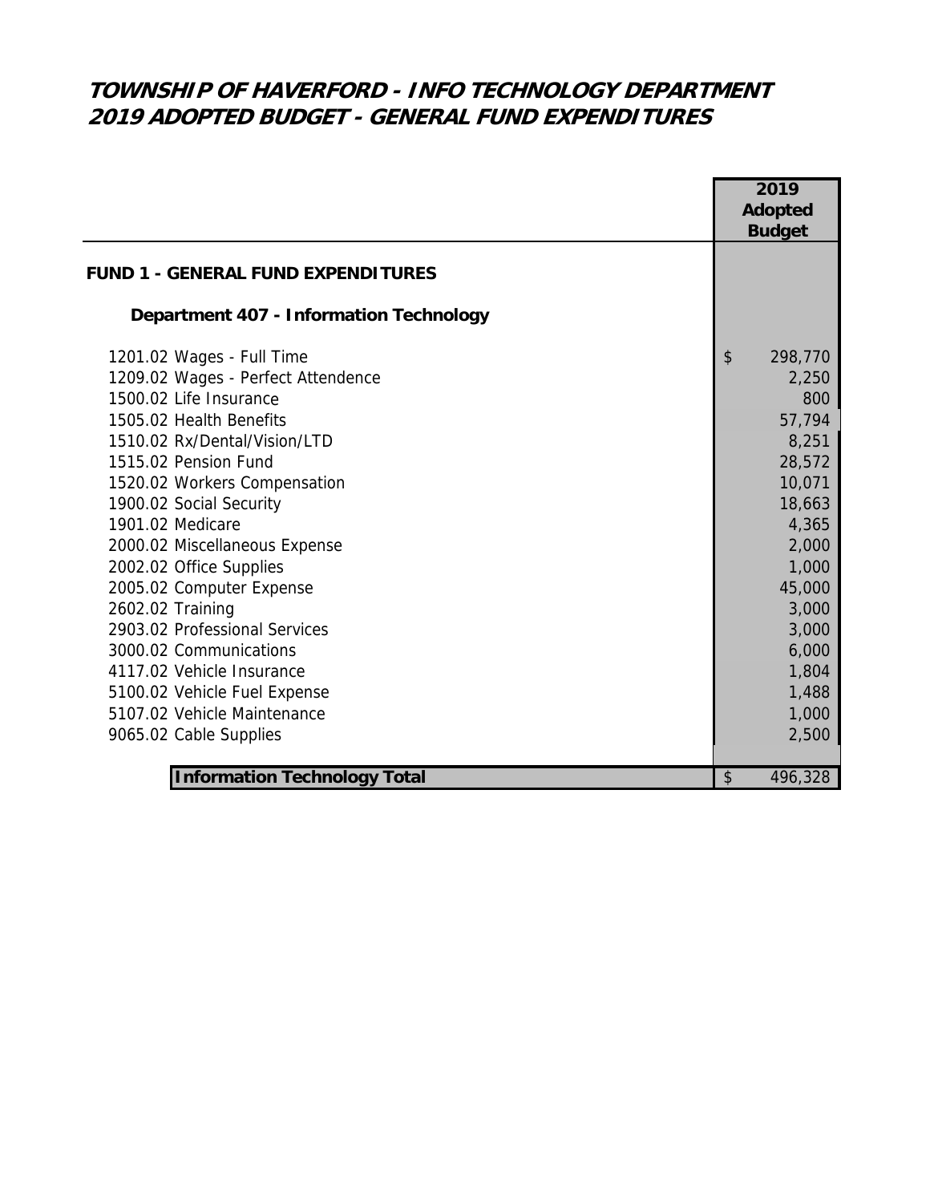# TOWNSHIP OF HAVERFORD - INFO TECHNOLOGY DEPARTMENT
# 2019 ADOPTED BUDGET - GENERAL FUND EXPENDITURES

| | 2019 Adopted Budget |
|---|---|
| **FUND 1 - GENERAL FUND EXPENDITURES** | |
| **Department 407 - Information Technology** | |
| 1201.02 Wages - Full Time | $ 298,770 |
| 1209.02 Wages - Perfect Attendence | 2,250 |
| 1500.02 Life Insurance | 800 |
| 1505.02 Health Benefits | 57,794 |
| 1510.02 Rx/Dental/Vision/LTD | 8,251 |
| 1515.02 Pension Fund | 28,572 |
| 1520.02 Workers Compensation | 10,071 |
| 1900.02 Social Security | 18,663 |
| 1901.02 Medicare | 4,365 |
| 2000.02 Miscellaneous Expense | 2,000 |
| 2002.02 Office Supplies | 1,000 |
| 2005.02 Computer Expense | 45,000 |
| 2602.02 Training | 3,000 |
| 2903.02 Professional Services | 3,000 |
| 3000.02 Communications | 6,000 |
| 4117.02 Vehicle Insurance | 1,804 |
| 5100.02 Vehicle Fuel Expense | 1,488 |
| 5107.02 Vehicle Maintenance | 1,000 |
| 9065.02 Cable Supplies | 2,500 |
| **Information Technology Total** | $ 496,328 |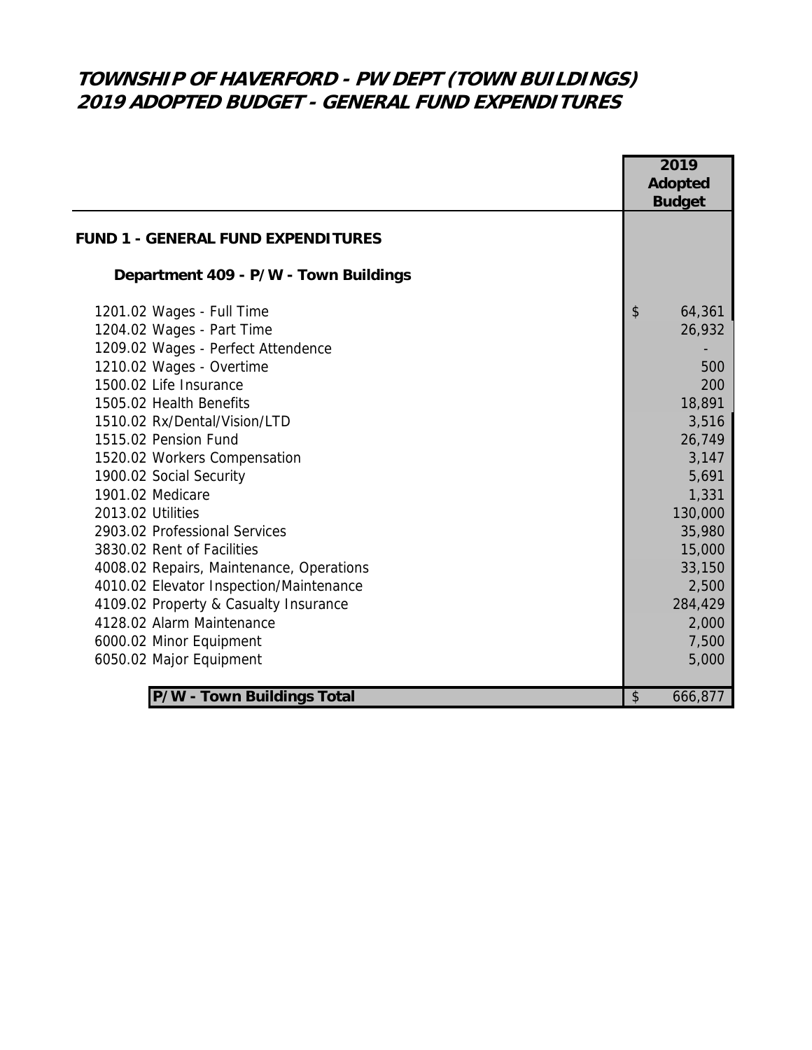# TOWNSHIP OF HAVERFORD - PW DEPT (TOWN BUILDINGS)
# 2019 ADOPTED BUDGET - GENERAL FUND EXPENDITURES

| | 2019 Adopted Budget |
|---|---|
| **FUND 1 - GENERAL FUND EXPENDITURES** | |
| **Department 409 - P/W - Town Buildings** | |
| 1201.02 Wages - Full Time | $ 64,361 |
| 1204.02 Wages - Part Time | 26,932 |
| 1209.02 Wages - Perfect Attendence | - |
| 1210.02 Wages - Overtime | 500 |
| 1500.02 Life Insurance | 200 |
| 1505.02 Health Benefits | 18,891 |
| 1510.02 Rx/Dental/Vision/LTD | 3,516 |
| 1515.02 Pension Fund | 26,749 |
| 1520.02 Workers Compensation | 3,147 |
| 1900.02 Social Security | 5,691 |
| 1901.02 Medicare | 1,331 |
| 2013.02 Utilities | 130,000 |
| 2903.02 Professional Services | 35,980 |
| 3830.02 Rent of Facilities | 15,000 |
| 4008.02 Repairs, Maintenance, Operations | 33,150 |
| 4010.02 Elevator Inspection/Maintenance | 2,500 |
| 4109.02 Property & Casualty Insurance | 284,429 |
| 4128.02 Alarm Maintenance | 2,000 |
| 6000.02 Minor Equipment | 7,500 |
| 6050.02 Major Equipment | 5,000 |
| **P/W - Town Buildings Total** | $ 666,877 |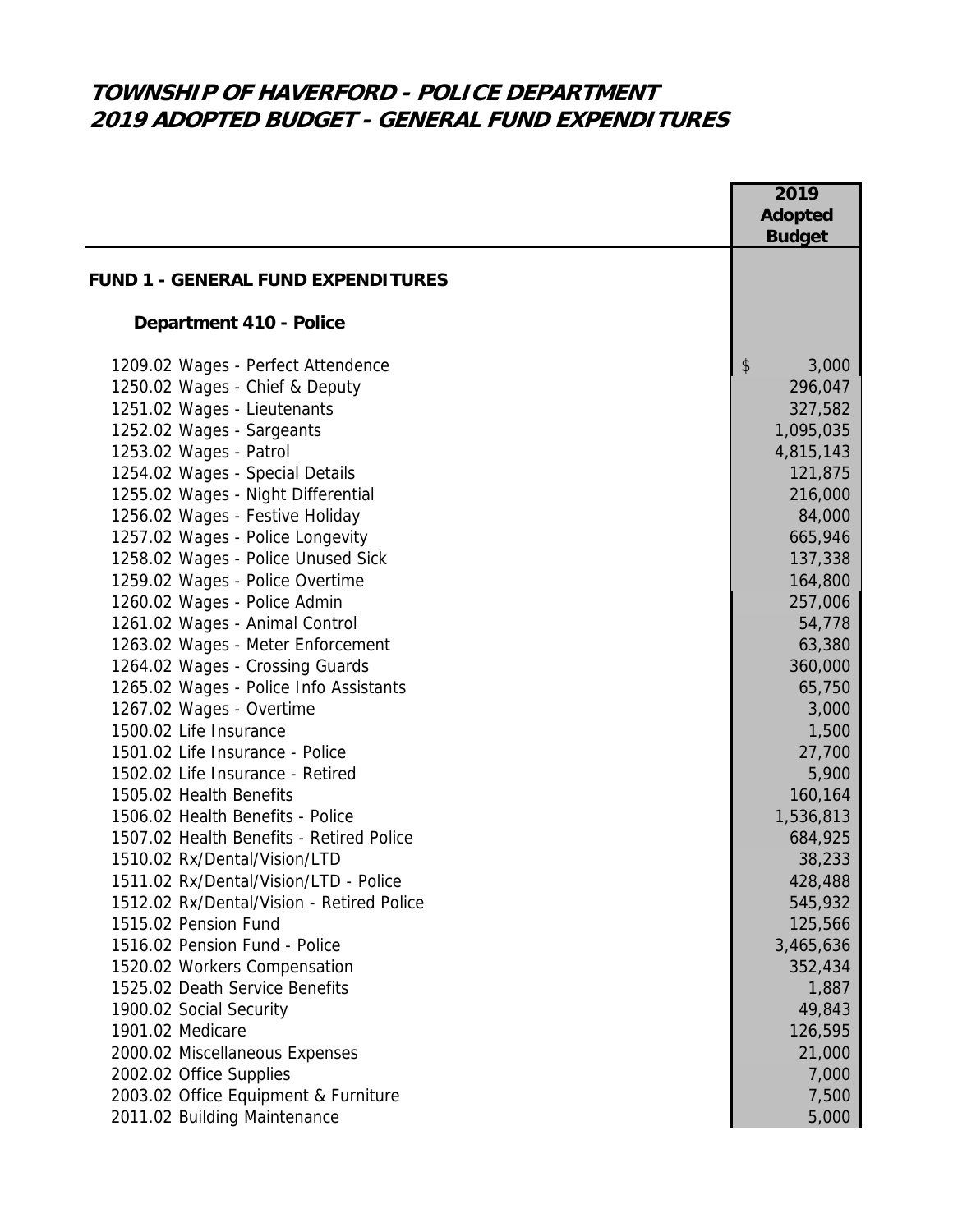# TOWNSHIP OF HAVERFORD - POLICE DEPARTMENT
# 2019 ADOPTED BUDGET - GENERAL FUND EXPENDITURES

| | 2019 Adopted Budget |
|---|---|
| **FUND 1 - GENERAL FUND EXPENDITURES** | |
| **Department 410 - Police** | |
| 1209.02 Wages - Perfect Attendence | $ 3,000 |
| 1250.02 Wages - Chief & Deputy | 296,047 |
| 1251.02 Wages - Lieutenants | 327,582 |
| 1252.02 Wages - Sargeants | 1,095,035 |
| 1253.02 Wages - Patrol | 4,815,143 |
| 1254.02 Wages - Special Details | 121,875 |
| 1255.02 Wages - Night Differential | 216,000 |
| 1256.02 Wages - Festive Holiday | 84,000 |
| 1257.02 Wages - Police Longevity | 665,946 |
| 1258.02 Wages - Police Unused Sick | 137,338 |
| 1259.02 Wages - Police Overtime | 164,800 |
| 1260.02 Wages - Police Admin | 257,006 |
| 1261.02 Wages - Animal Control | 54,778 |
| 1263.02 Wages - Meter Enforcement | 63,380 |
| 1264.02 Wages - Crossing Guards | 360,000 |
| 1265.02 Wages - Police Info Assistants | 65,750 |
| 1267.02 Wages - Overtime | 3,000 |
| 1500.02 Life Insurance | 1,500 |
| 1501.02 Life Insurance - Police | 27,700 |
| 1502.02 Life Insurance - Retired | 5,900 |
| 1505.02 Health Benefits | 160,164 |
| 1506.02 Health Benefits - Police | 1,536,813 |
| 1507.02 Health Benefits - Retired Police | 684,925 |
| 1510.02 Rx/Dental/Vision/LTD | 38,233 |
| 1511.02 Rx/Dental/Vision/LTD - Police | 428,488 |
| 1512.02 Rx/Dental/Vision - Retired Police | 545,932 |
| 1515.02 Pension Fund | 125,566 |
| 1516.02 Pension Fund - Police | 3,465,636 |
| 1520.02 Workers Compensation | 352,434 |
| 1525.02 Death Service Benefits | 1,887 |
| 1900.02 Social Security | 49,843 |
| 1901.02 Medicare | 126,595 |
| 2000.02 Miscellaneous Expenses | 21,000 |
| 2002.02 Office Supplies | 7,000 |
| 2003.02 Office Equipment & Furniture | 7,500 |
| 2011.02 Building Maintenance | 5,000 |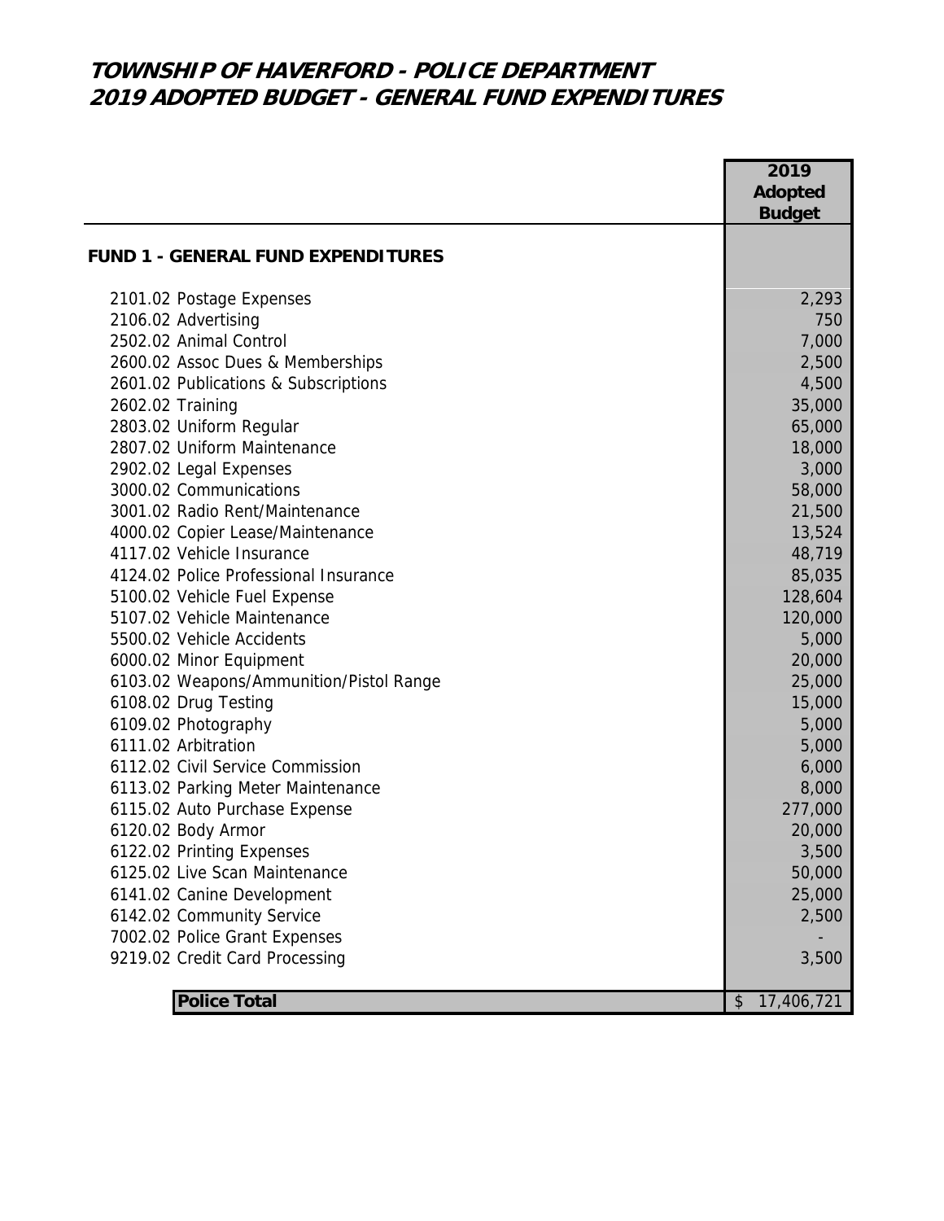# TOWNSHIP OF HAVERFORD - POLICE DEPARTMENT
# 2019 ADOPTED BUDGET - GENERAL FUND EXPENDITURES

| | 2019 Adopted Budget |
|---|---|
| **FUND 1 - GENERAL FUND EXPENDITURES** | |
| 2101.02 Postage Expenses | 2,293 |
| 2106.02 Advertising | 750 |
| 2502.02 Animal Control | 7,000 |
| 2600.02 Assoc Dues & Memberships | 2,500 |
| 2601.02 Publications & Subscriptions | 4,500 |
| 2602.02 Training | 35,000 |
| 2803.02 Uniform Regular | 65,000 |
| 2807.02 Uniform Maintenance | 18,000 |
| 2902.02 Legal Expenses | 3,000 |
| 3000.02 Communications | 58,000 |
| 3001.02 Radio Rent/Maintenance | 21,500 |
| 4000.02 Copier Lease/Maintenance | 13,524 |
| 4117.02 Vehicle Insurance | 48,719 |
| 4124.02 Police Professional Insurance | 85,035 |
| 5100.02 Vehicle Fuel Expense | 128,604 |
| 5107.02 Vehicle Maintenance | 120,000 |
| 5500.02 Vehicle Accidents | 5,000 |
| 6000.02 Minor Equipment | 20,000 |
| 6103.02 Weapons/Ammunition/Pistol Range | 25,000 |
| 6108.02 Drug Testing | 15,000 |
| 6109.02 Photography | 5,000 |
| 6111.02 Arbitration | 5,000 |
| 6112.02 Civil Service Commission | 6,000 |
| 6113.02 Parking Meter Maintenance | 8,000 |
| 6115.02 Auto Purchase Expense | 277,000 |
| 6120.02 Body Armor | 20,000 |
| 6122.02 Printing Expenses | 3,500 |
| 6125.02 Live Scan Maintenance | 50,000 |
| 6141.02 Canine Development | 25,000 |
| 6142.02 Community Service | 2,500 |
| 7002.02 Police Grant Expenses | - |
| 9219.02 Credit Card Processing | 3,500 |
| **Police Total** | $ 17,406,721 |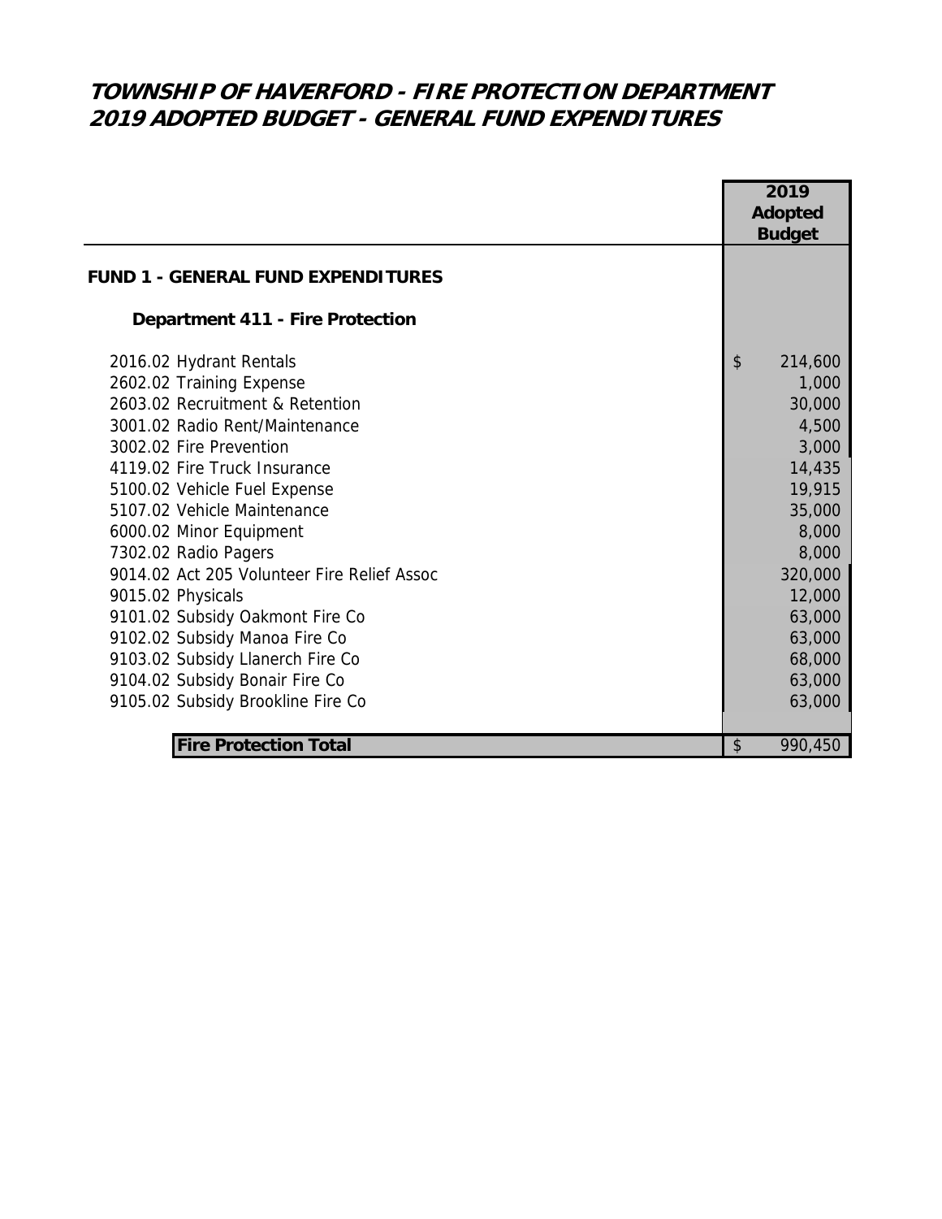# TOWNSHIP OF HAVERFORD - FIRE PROTECTION DEPARTMENT
# 2019 ADOPTED BUDGET - GENERAL FUND EXPENDITURES

| | 2019 Adopted Budget |
|---|---|
| **FUND 1 - GENERAL FUND EXPENDITURES** | |
| **Department 411 - Fire Protection** | |
| 2016.02 Hydrant Rentals | $ 214,600 |
| 2602.02 Training Expense | 1,000 |
| 2603.02 Recruitment & Retention | 30,000 |
| 3001.02 Radio Rent/Maintenance | 4,500 |
| 3002.02 Fire Prevention | 3,000 |
| 4119.02 Fire Truck Insurance | 14,435 |
| 5100.02 Vehicle Fuel Expense | 19,915 |
| 5107.02 Vehicle Maintenance | 35,000 |
| 6000.02 Minor Equipment | 8,000 |
| 7302.02 Radio Pagers | 8,000 |
| 9014.02 Act 205 Volunteer Fire Relief Assoc | 320,000 |
| 9015.02 Physicals | 12,000 |
| 9101.02 Subsidy Oakmont Fire Co | 63,000 |
| 9102.02 Subsidy Manoa Fire Co | 63,000 |
| 9103.02 Subsidy Llanerch Fire Co | 68,000 |
| 9104.02 Subsidy Bonair Fire Co | 63,000 |
| 9105.02 Subsidy Brookline Fire Co | 63,000 |
| **Fire Protection Total** | $ 990,450 |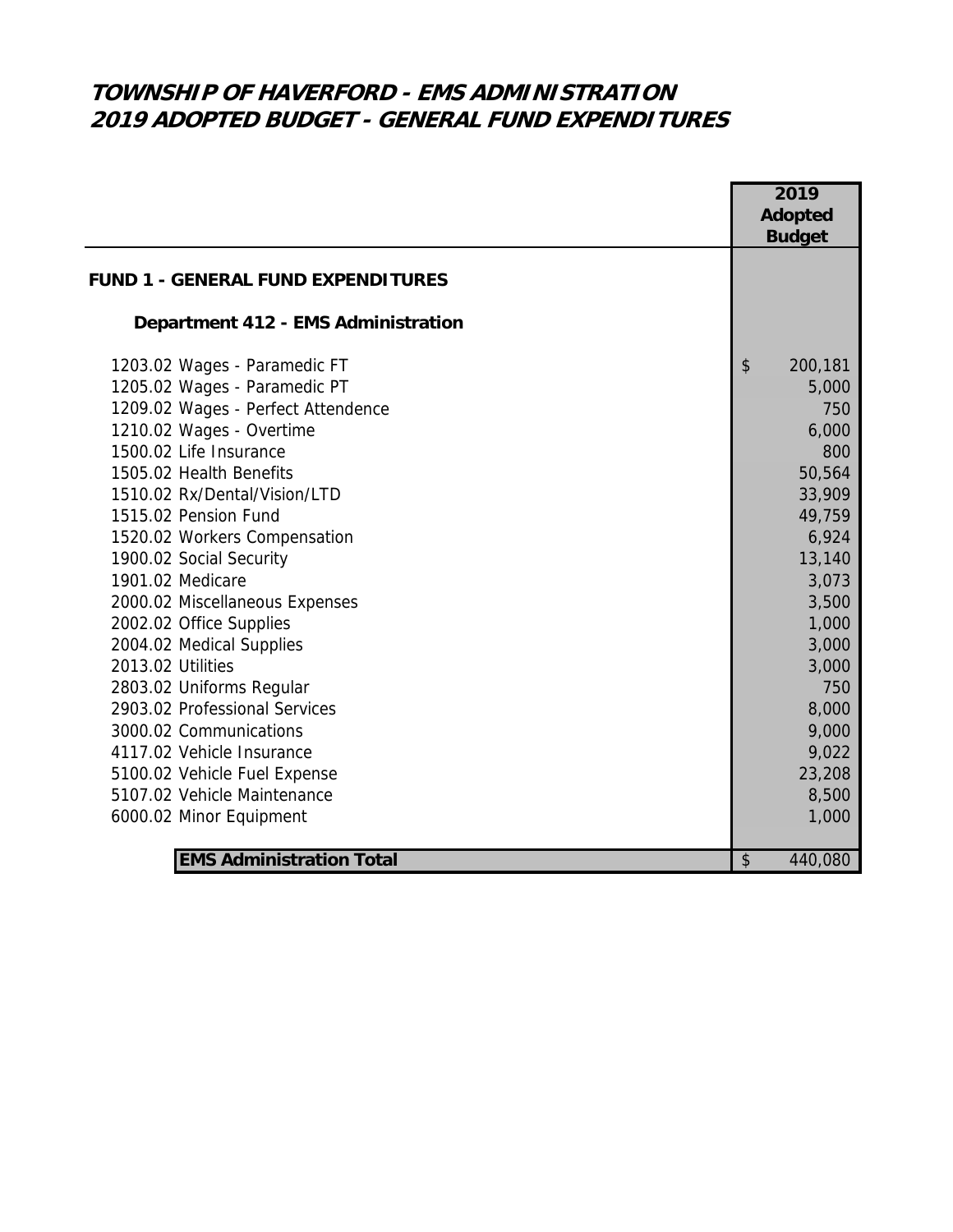# TOWNSHIP OF HAVERFORD - EMS ADMINISTRATION
# 2019 ADOPTED BUDGET - GENERAL FUND EXPENDITURES

| | 2019 Adopted Budget |
|---|---|
| **FUND 1 - GENERAL FUND EXPENDITURES** | |
| **Department 412 - EMS Administration** | |
| 1203.02 Wages - Paramedic FT | $ 200,181 |
| 1205.02 Wages - Paramedic PT | 5,000 |
| 1209.02 Wages - Perfect Attendence | 750 |
| 1210.02 Wages - Overtime | 6,000 |
| 1500.02 Life Insurance | 800 |
| 1505.02 Health Benefits | 50,564 |
| 1510.02 Rx/Dental/Vision/LTD | 33,909 |
| 1515.02 Pension Fund | 49,759 |
| 1520.02 Workers Compensation | 6,924 |
| 1900.02 Social Security | 13,140 |
| 1901.02 Medicare | 3,073 |
| 2000.02 Miscellaneous Expenses | 3,500 |
| 2002.02 Office Supplies | 1,000 |
| 2004.02 Medical Supplies | 3,000 |
| 2013.02 Utilities | 3,000 |
| 2803.02 Uniforms Regular | 750 |
| 2903.02 Professional Services | 8,000 |
| 3000.02 Communications | 9,000 |
| 4117.02 Vehicle Insurance | 9,022 |
| 5100.02 Vehicle Fuel Expense | 23,208 |
| 5107.02 Vehicle Maintenance | 8,500 |
| 6000.02 Minor Equipment | 1,000 |
| **EMS Administration Total** | $ 440,080 |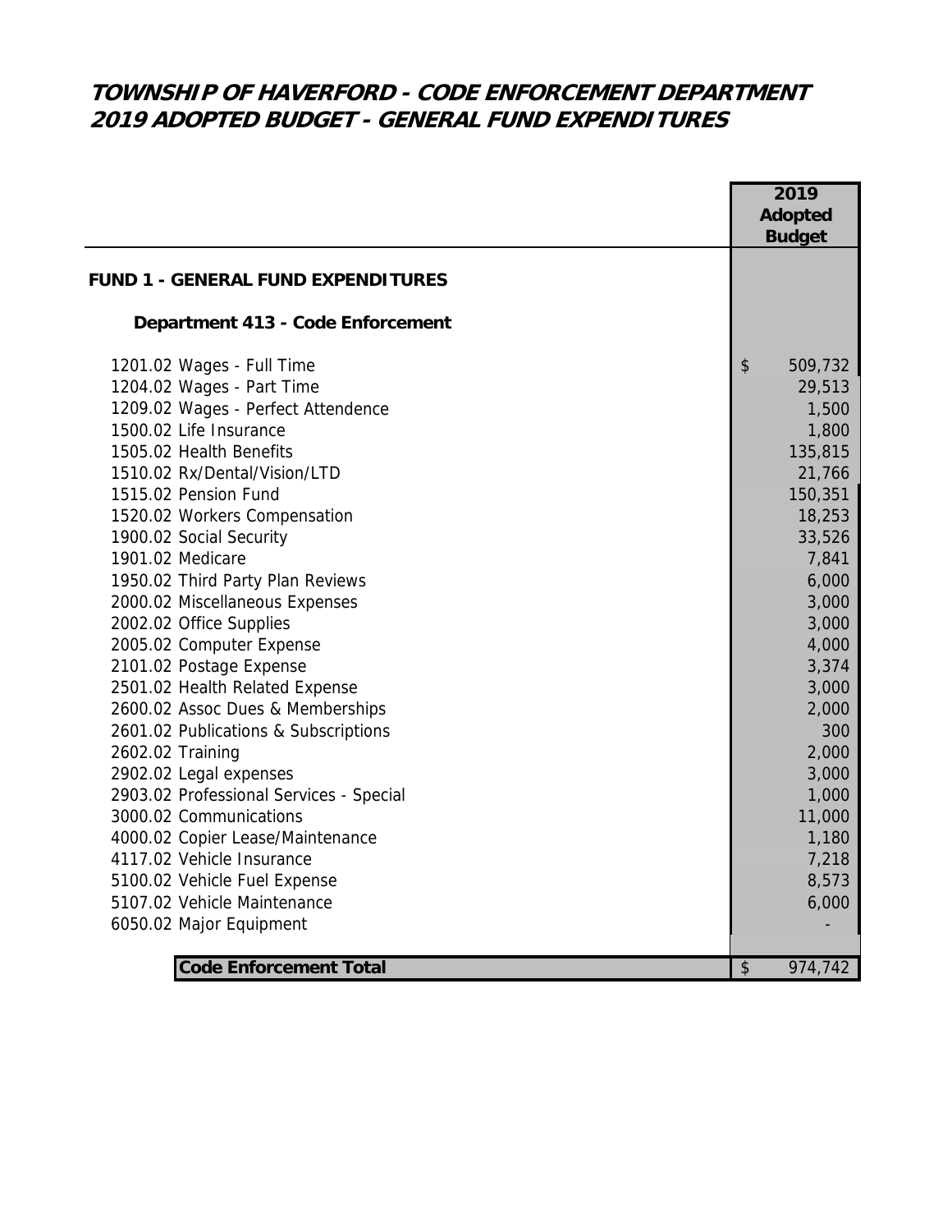# TOWNSHIP OF HAVERFORD - CODE ENFORCEMENT DEPARTMENT
# 2019 ADOPTED BUDGET - GENERAL FUND EXPENDITURES

| | 2019 Adopted Budget |
|---|---|
| **FUND 1 - GENERAL FUND EXPENDITURES** | |
| **Department 413 - Code Enforcement** | |
| 1201.02 Wages - Full Time | $ 509,732 |
| 1204.02 Wages - Part Time | 29,513 |
| 1209.02 Wages - Perfect Attendence | 1,500 |
| 1500.02 Life Insurance | 1,800 |
| 1505.02 Health Benefits | 135,815 |
| 1510.02 Rx/Dental/Vision/LTD | 21,766 |
| 1515.02 Pension Fund | 150,351 |
| 1520.02 Workers Compensation | 18,253 |
| 1900.02 Social Security | 33,526 |
| 1901.02 Medicare | 7,841 |
| 1950.02 Third Party Plan Reviews | 6,000 |
| 2000.02 Miscellaneous Expenses | 3,000 |
| 2002.02 Office Supplies | 3,000 |
| 2005.02 Computer Expense | 4,000 |
| 2101.02 Postage Expense | 3,374 |
| 2501.02 Health Related Expense | 3,000 |
| 2600.02 Assoc Dues & Memberships | 2,000 |
| 2601.02 Publications & Subscriptions | 300 |
| 2602.02 Training | 2,000 |
| 2902.02 Legal expenses | 3,000 |
| 2903.02 Professional Services - Special | 1,000 |
| 3000.02 Communications | 11,000 |
| 4000.02 Copier Lease/Maintenance | 1,180 |
| 4117.02 Vehicle Insurance | 7,218 |
| 5100.02 Vehicle Fuel Expense | 8,573 |
| 5107.02 Vehicle Maintenance | 6,000 |
| 6050.02 Major Equipment | - |
| **Code Enforcement Total** | $ 974,742 |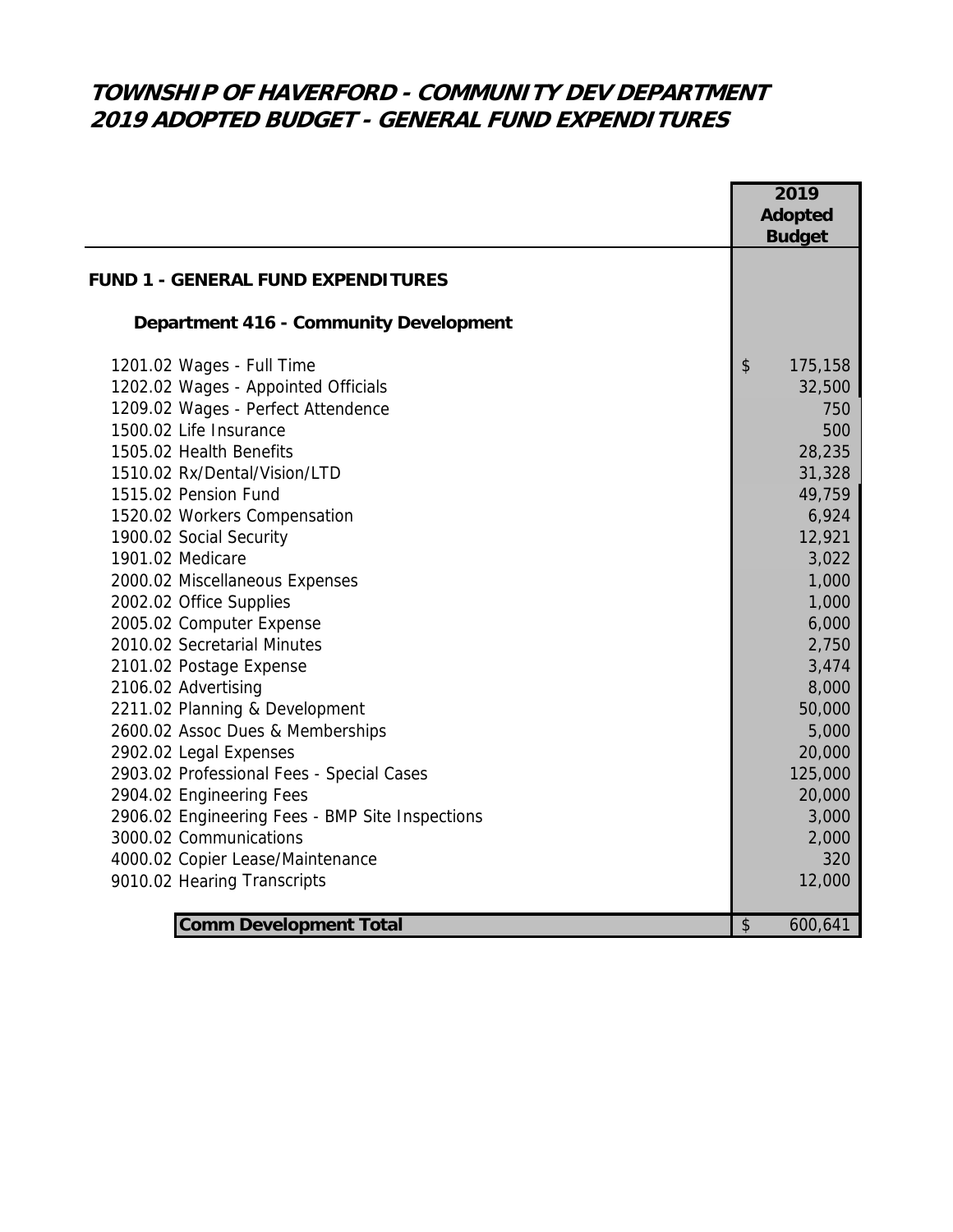# TOWNSHIP OF HAVERFORD - COMMUNITY DEV DEPARTMENT
# 2019 ADOPTED BUDGET - GENERAL FUND EXPENDITURES

| | 2019 Adopted Budget |
|---|---|
| **FUND 1 - GENERAL FUND EXPENDITURES** | |
| **Department 416 - Community Development** | |
| 1201.02 Wages - Full Time | $ 175,158 |
| 1202.02 Wages - Appointed Officials | 32,500 |
| 1209.02 Wages - Perfect Attendence | 750 |
| 1500.02 Life Insurance | 500 |
| 1505.02 Health Benefits | 28,235 |
| 1510.02 Rx/Dental/Vision/LTD | 31,328 |
| 1515.02 Pension Fund | 49,759 |
| 1520.02 Workers Compensation | 6,924 |
| 1900.02 Social Security | 12,921 |
| 1901.02 Medicare | 3,022 |
| 2000.02 Miscellaneous Expenses | 1,000 |
| 2002.02 Office Supplies | 1,000 |
| 2005.02 Computer Expense | 6,000 |
| 2010.02 Secretarial Minutes | 2,750 |
| 2101.02 Postage Expense | 3,474 |
| 2106.02 Advertising | 8,000 |
| 2211.02 Planning & Development | 50,000 |
| 2600.02 Assoc Dues & Memberships | 5,000 |
| 2902.02 Legal Expenses | 20,000 |
| 2903.02 Professional Fees - Special Cases | 125,000 |
| 2904.02 Engineering Fees | 20,000 |
| 2906.02 Engineering Fees - BMP Site Inspections | 3,000 |
| 3000.02 Communications | 2,000 |
| 4000.02 Copier Lease/Maintenance | 320 |
| 9010.02 Hearing Transcripts | 12,000 |
| **Comm Development Total** | $ 600,641 |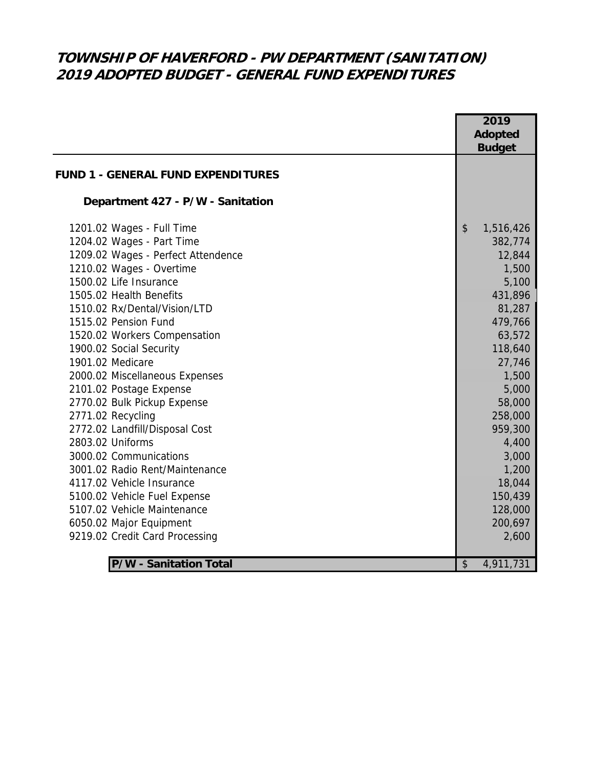# TOWNSHIP OF HAVERFORD - PW DEPARTMENT (SANITATION)
# 2019 ADOPTED BUDGET - GENERAL FUND EXPENDITURES

| | 2019 Adopted Budget |
|---|---|
| **FUND 1 - GENERAL FUND EXPENDITURES** | |
| **Department 427 - P/W - Sanitation** | |
| 1201.02 Wages - Full Time | $ 1,516,426 |
| 1204.02 Wages - Part Time | 382,774 |
| 1209.02 Wages - Perfect Attendence | 12,844 |
| 1210.02 Wages - Overtime | 1,500 |
| 1500.02 Life Insurance | 5,100 |
| 1505.02 Health Benefits | 431,896 |
| 1510.02 Rx/Dental/Vision/LTD | 81,287 |
| 1515.02 Pension Fund | 479,766 |
| 1520.02 Workers Compensation | 63,572 |
| 1900.02 Social Security | 118,640 |
| 1901.02 Medicare | 27,746 |
| 2000.02 Miscellaneous Expenses | 1,500 |
| 2101.02 Postage Expense | 5,000 |
| 2770.02 Bulk Pickup Expense | 58,000 |
| 2771.02 Recycling | 258,000 |
| 2772.02 Landfill/Disposal Cost | 959,300 |
| 2803.02 Uniforms | 4,400 |
| 3000.02 Communications | 3,000 |
| 3001.02 Radio Rent/Maintenance | 1,200 |
| 4117.02 Vehicle Insurance | 18,044 |
| 5100.02 Vehicle Fuel Expense | 150,439 |
| 5107.02 Vehicle Maintenance | 128,000 |
| 6050.02 Major Equipment | 200,697 |
| 9219.02 Credit Card Processing | 2,600 |
| **P/W - Sanitation Total** | $ 4,911,731 |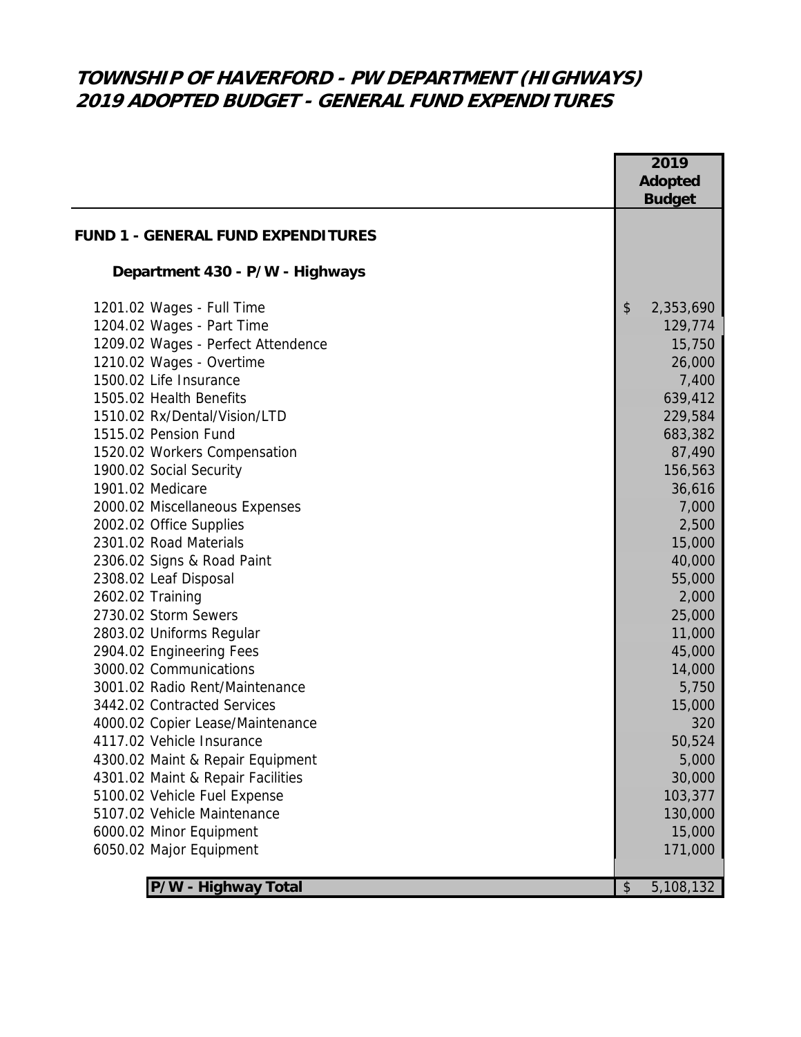# TOWNSHIP OF HAVERFORD - PW DEPARTMENT (HIGHWAYS)
# 2019 ADOPTED BUDGET - GENERAL FUND EXPENDITURES

| | 2019 Adopted Budget |
|---|---|
| **FUND 1 - GENERAL FUND EXPENDITURES** | |
| **Department 430 - P/W - Highways** | |
| 1201.02 Wages - Full Time | $ 2,353,690 |
| 1204.02 Wages - Part Time | 129,774 |
| 1209.02 Wages - Perfect Attendence | 15,750 |
| 1210.02 Wages - Overtime | 26,000 |
| 1500.02 Life Insurance | 7,400 |
| 1505.02 Health Benefits | 639,412 |
| 1510.02 Rx/Dental/Vision/LTD | 229,584 |
| 1515.02 Pension Fund | 683,382 |
| 1520.02 Workers Compensation | 87,490 |
| 1900.02 Social Security | 156,563 |
| 1901.02 Medicare | 36,616 |
| 2000.02 Miscellaneous Expenses | 7,000 |
| 2002.02 Office Supplies | 2,500 |
| 2301.02 Road Materials | 15,000 |
| 2306.02 Signs & Road Paint | 40,000 |
| 2308.02 Leaf Disposal | 55,000 |
| 2602.02 Training | 2,000 |
| 2730.02 Storm Sewers | 25,000 |
| 2803.02 Uniforms Regular | 11,000 |
| 2904.02 Engineering Fees | 45,000 |
| 3000.02 Communications | 14,000 |
| 3001.02 Radio Rent/Maintenance | 5,750 |
| 3442.02 Contracted Services | 15,000 |
| 4000.02 Copier Lease/Maintenance | 320 |
| 4117.02 Vehicle Insurance | 50,524 |
| 4300.02 Maint & Repair Equipment | 5,000 |
| 4301.02 Maint & Repair Facilities | 30,000 |
| 5100.02 Vehicle Fuel Expense | 103,377 |
| 5107.02 Vehicle Maintenance | 130,000 |
| 6000.02 Minor Equipment | 15,000 |
| 6050.02 Major Equipment | 171,000 |
| **P/W - Highway Total** | $ 5,108,132 |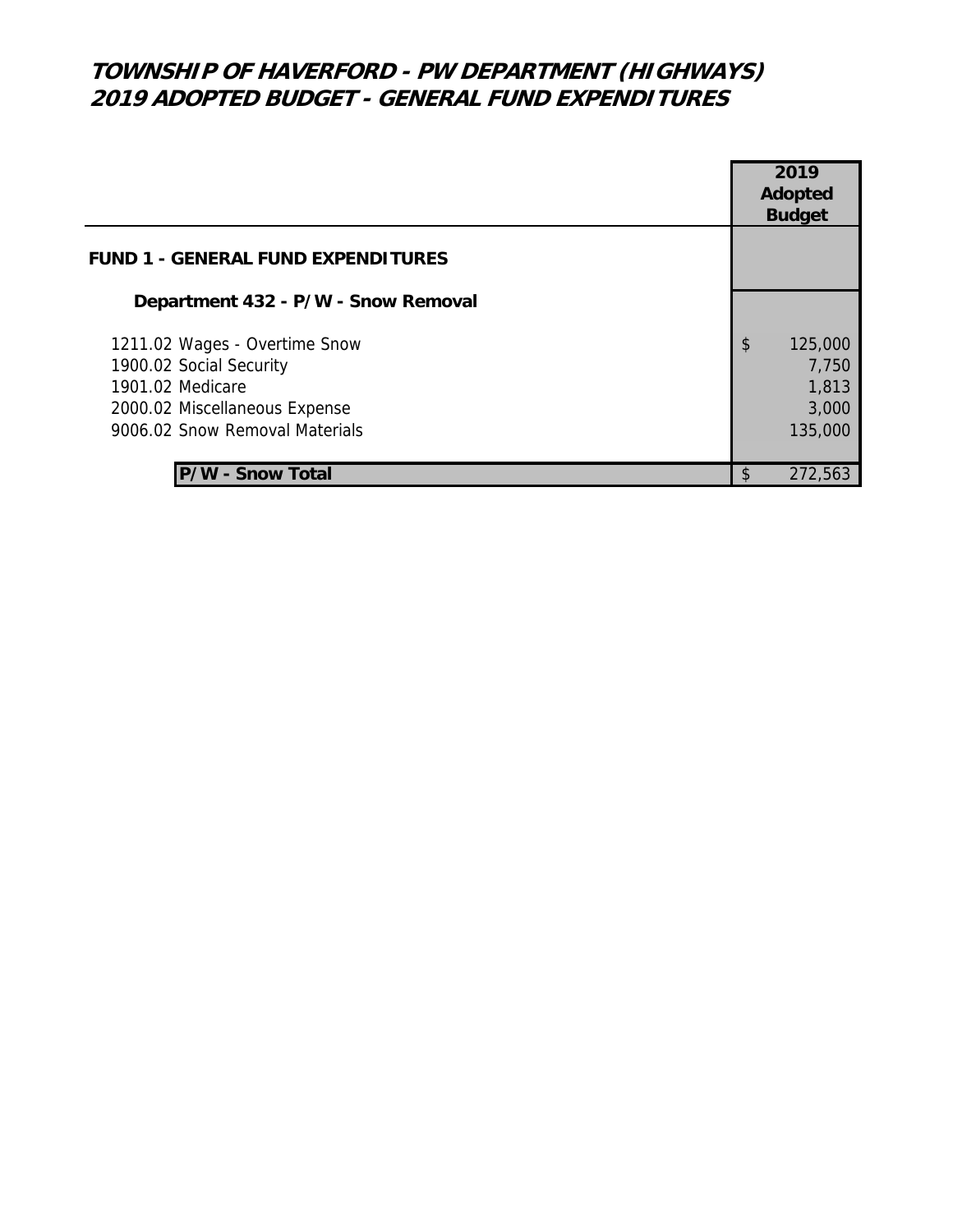# TOWNSHIP OF HAVERFORD - PW DEPARTMENT (HIGHWAYS)
# 2019 ADOPTED BUDGET - GENERAL FUND EXPENDITURES

| | 2019 Adopted Budget |
|---|---|
| **FUND 1 - GENERAL FUND EXPENDITURES** | |
| **Department 432 - P/W - Snow Removal** | |
| 1211.02 Wages - Overtime Snow | $ 125,000 |
| 1900.02 Social Security | 7,750 |
| 1901.02 Medicare | 1,813 |
| 2000.02 Miscellaneous Expense | 3,000 |
| 9006.02 Snow Removal Materials | 135,000 |
| **P/W - Snow Total** | $ 272,563 |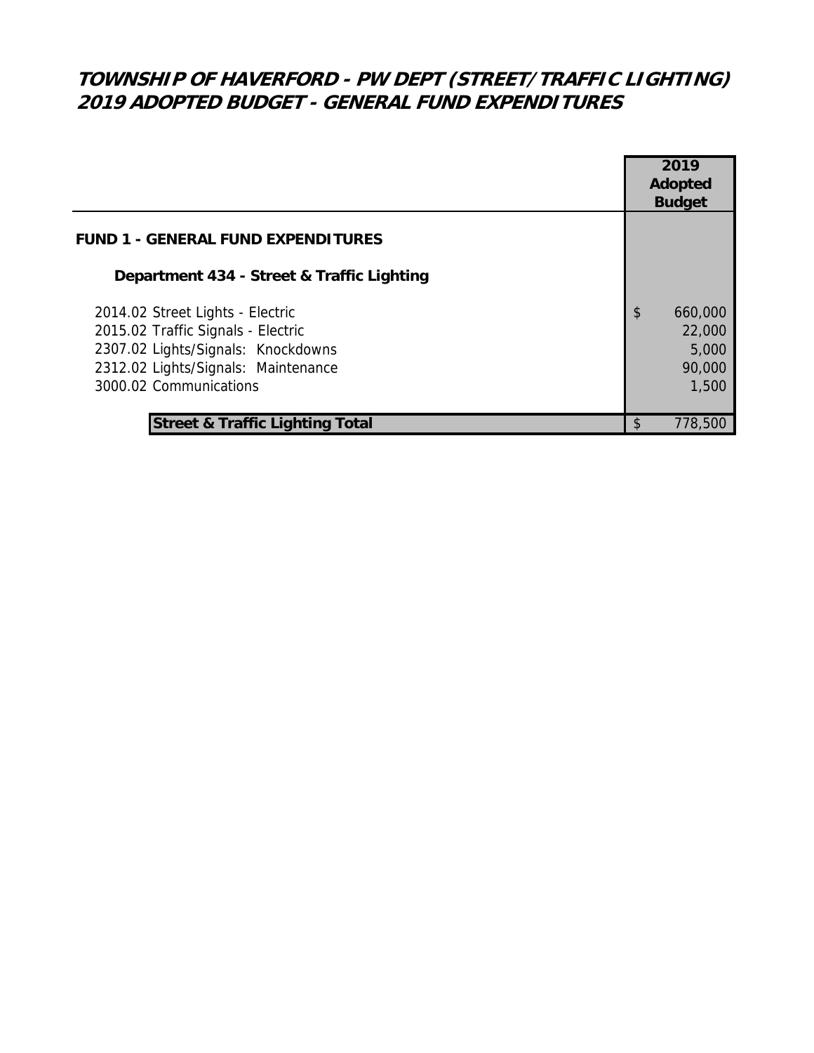# TOWNSHIP OF HAVERFORD - PW DEPT (STREET/TRAFFIC LIGHTING)
# 2019 ADOPTED BUDGET - GENERAL FUND EXPENDITURES

| | 2019 Adopted Budget |
|---|---|
| **FUND 1 - GENERAL FUND EXPENDITURES** | |
| **Department 434 - Street & Traffic Lighting** | |
| 2014.02 Street Lights - Electric | $ 660,000 |
| 2015.02 Traffic Signals - Electric | 22,000 |
| 2307.02 Lights/Signals: Knockdowns | 5,000 |
| 2312.02 Lights/Signals: Maintenance | 90,000 |
| 3000.02 Communications | 1,500 |
| **Street & Traffic Lighting Total** | $ 778,500 |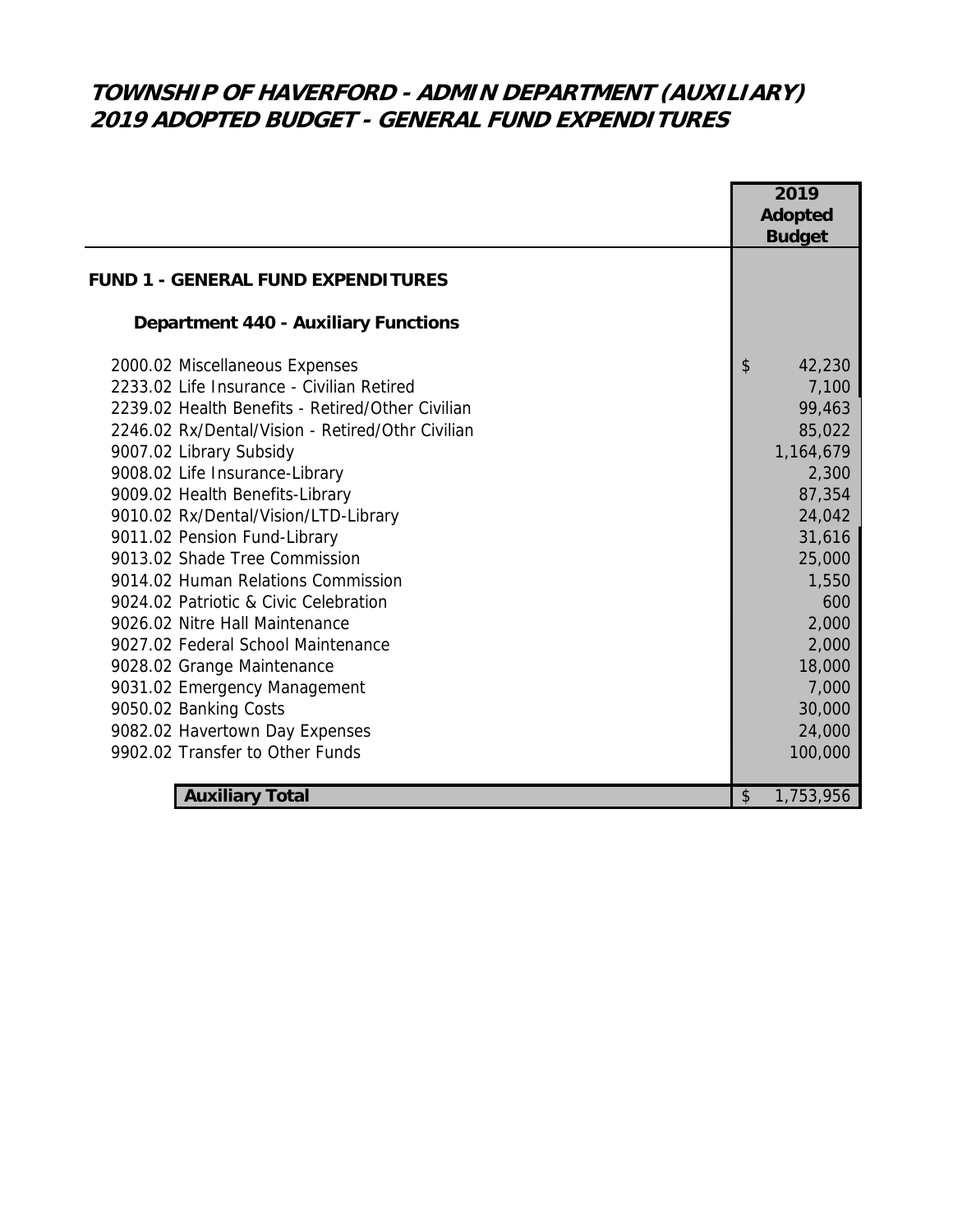# TOWNSHIP OF HAVERFORD - ADMIN DEPARTMENT (AUXILIARY)
# 2019 ADOPTED BUDGET - GENERAL FUND EXPENDITURES

| | 2019 Adopted Budget |
|---|---|
| **FUND 1 - GENERAL FUND EXPENDITURES** | |
| **Department 440 - Auxiliary Functions** | |
| 2000.02 Miscellaneous Expenses | $ 42,230 |
| 2233.02 Life Insurance - Civilian Retired | 7,100 |
| 2239.02 Health Benefits - Retired/Other Civilian | 99,463 |
| 2246.02 Rx/Dental/Vision - Retired/Othr Civilian | 85,022 |
| 9007.02 Library Subsidy | 1,164,679 |
| 9008.02 Life Insurance-Library | 2,300 |
| 9009.02 Health Benefits-Library | 87,354 |
| 9010.02 Rx/Dental/Vision/LTD-Library | 24,042 |
| 9011.02 Pension Fund-Library | 31,616 |
| 9013.02 Shade Tree Commission | 25,000 |
| 9014.02 Human Relations Commission | 1,550 |
| 9024.02 Patriotic & Civic Celebration | 600 |
| 9026.02 Nitre Hall Maintenance | 2,000 |
| 9027.02 Federal School Maintenance | 2,000 |
| 9028.02 Grange Maintenance | 18,000 |
| 9031.02 Emergency Management | 7,000 |
| 9050.02 Banking Costs | 30,000 |
| 9082.02 Havertown Day Expenses | 24,000 |
| 9902.02 Transfer to Other Funds | 100,000 |
| **Auxiliary Total** | $ 1,753,956 |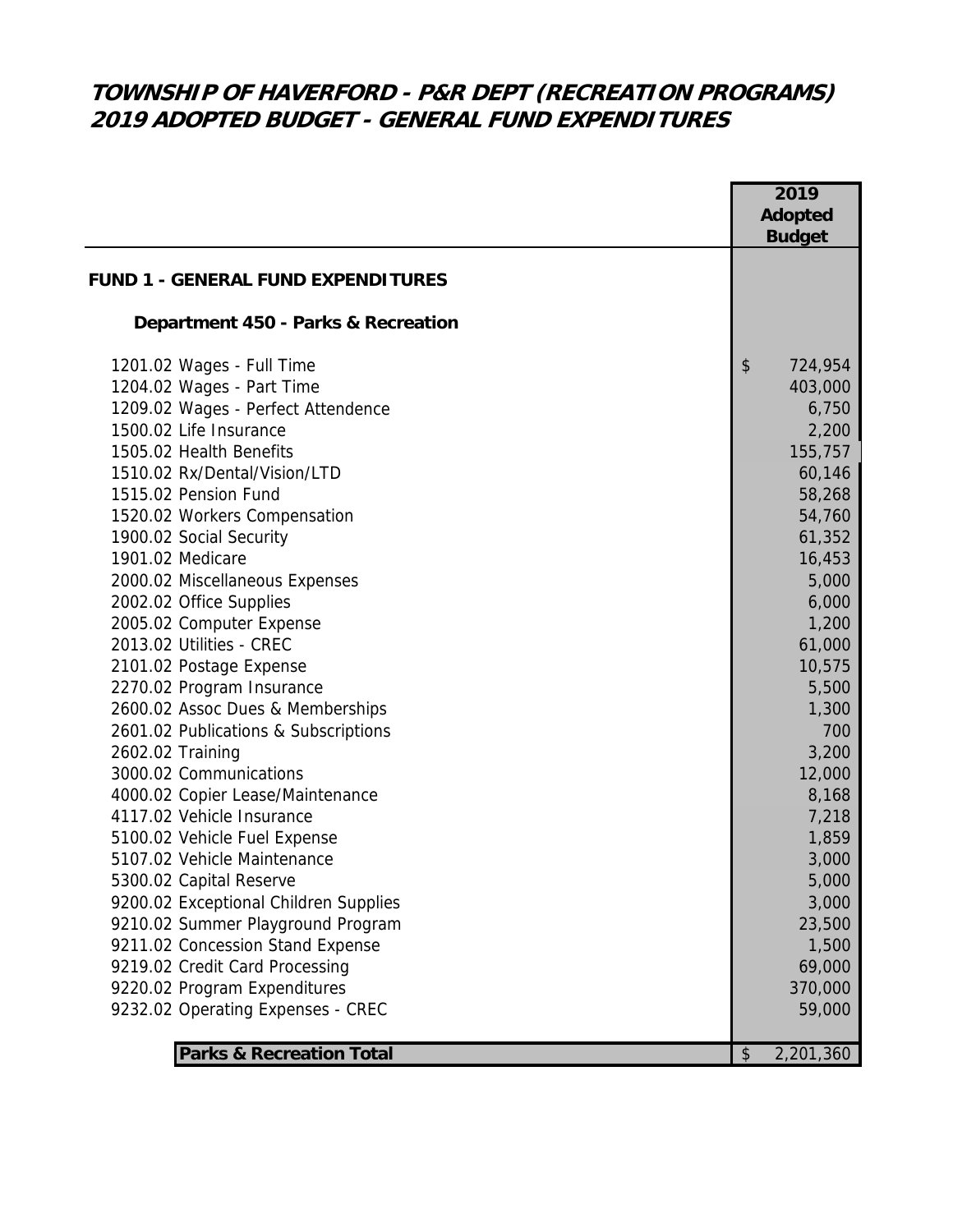# TOWNSHIP OF HAVERFORD - P&R DEPT (RECREATION PROGRAMS)
# 2019 ADOPTED BUDGET - GENERAL FUND EXPENDITURES

| | 2019 Adopted Budget |
|---|---|
| **FUND 1 - GENERAL FUND EXPENDITURES** | |
| **Department 450 - Parks & Recreation** | |
| 1201.02 Wages - Full Time | $ 724,954 |
| 1204.02 Wages - Part Time | 403,000 |
| 1209.02 Wages - Perfect Attendence | 6,750 |
| 1500.02 Life Insurance | 2,200 |
| 1505.02 Health Benefits | 155,757 |
| 1510.02 Rx/Dental/Vision/LTD | 60,146 |
| 1515.02 Pension Fund | 58,268 |
| 1520.02 Workers Compensation | 54,760 |
| 1900.02 Social Security | 61,352 |
| 1901.02 Medicare | 16,453 |
| 2000.02 Miscellaneous Expenses | 5,000 |
| 2002.02 Office Supplies | 6,000 |
| 2005.02 Computer Expense | 1,200 |
| 2013.02 Utilities - CREC | 61,000 |
| 2101.02 Postage Expense | 10,575 |
| 2270.02 Program Insurance | 5,500 |
| 2600.02 Assoc Dues & Memberships | 1,300 |
| 2601.02 Publications & Subscriptions | 700 |
| 2602.02 Training | 3,200 |
| 3000.02 Communications | 12,000 |
| 4000.02 Copier Lease/Maintenance | 8,168 |
| 4117.02 Vehicle Insurance | 7,218 |
| 5100.02 Vehicle Fuel Expense | 1,859 |
| 5107.02 Vehicle Maintenance | 3,000 |
| 5300.02 Capital Reserve | 5,000 |
| 9200.02 Exceptional Children Supplies | 3,000 |
| 9210.02 Summer Playground Program | 23,500 |
| 9211.02 Concession Stand Expense | 1,500 |
| 9219.02 Credit Card Processing | 69,000 |
| 9220.02 Program Expenditures | 370,000 |
| 9232.02 Operating Expenses - CREC | 59,000 |
| **Parks & Recreation Total** | $ 2,201,360 |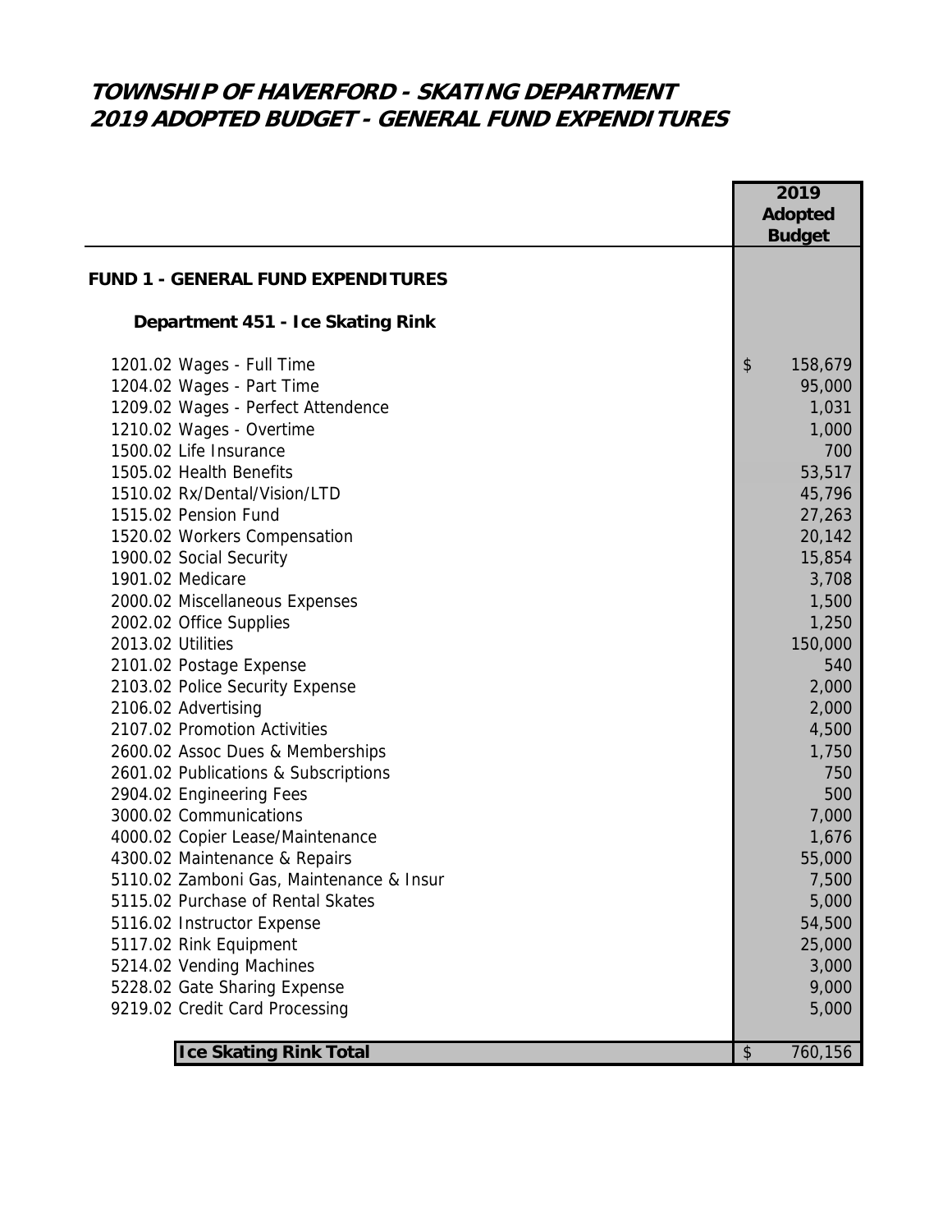# TOWNSHIP OF HAVERFORD - SKATING DEPARTMENT
# 2019 ADOPTED BUDGET - GENERAL FUND EXPENDITURES

| | 2019 Adopted Budget |
|---|---|
| **FUND 1 - GENERAL FUND EXPENDITURES** | |
| **Department 451 - Ice Skating Rink** | |
| 1201.02 Wages - Full Time | $ 158,679 |
| 1204.02 Wages - Part Time | 95,000 |
| 1209.02 Wages - Perfect Attendence | 1,031 |
| 1210.02 Wages - Overtime | 1,000 |
| 1500.02 Life Insurance | 700 |
| 1505.02 Health Benefits | 53,517 |
| 1510.02 Rx/Dental/Vision/LTD | 45,796 |
| 1515.02 Pension Fund | 27,263 |
| 1520.02 Workers Compensation | 20,142 |
| 1900.02 Social Security | 15,854 |
| 1901.02 Medicare | 3,708 |
| 2000.02 Miscellaneous Expenses | 1,500 |
| 2002.02 Office Supplies | 1,250 |
| 2013.02 Utilities | 150,000 |
| 2101.02 Postage Expense | 540 |
| 2103.02 Police Security Expense | 2,000 |
| 2106.02 Advertising | 2,000 |
| 2107.02 Promotion Activities | 4,500 |
| 2600.02 Assoc Dues & Memberships | 1,750 |
| 2601.02 Publications & Subscriptions | 750 |
| 2904.02 Engineering Fees | 500 |
| 3000.02 Communications | 7,000 |
| 4000.02 Copier Lease/Maintenance | 1,676 |
| 4300.02 Maintenance & Repairs | 55,000 |
| 5110.02 Zamboni Gas, Maintenance & Insur | 7,500 |
| 5115.02 Purchase of Rental Skates | 5,000 |
| 5116.02 Instructor Expense | 54,500 |
| 5117.02 Rink Equipment | 25,000 |
| 5214.02 Vending Machines | 3,000 |
| 5228.02 Gate Sharing Expense | 9,000 |
| 9219.02 Credit Card Processing | 5,000 |
| **Ice Skating Rink Total** | $ 760,156 |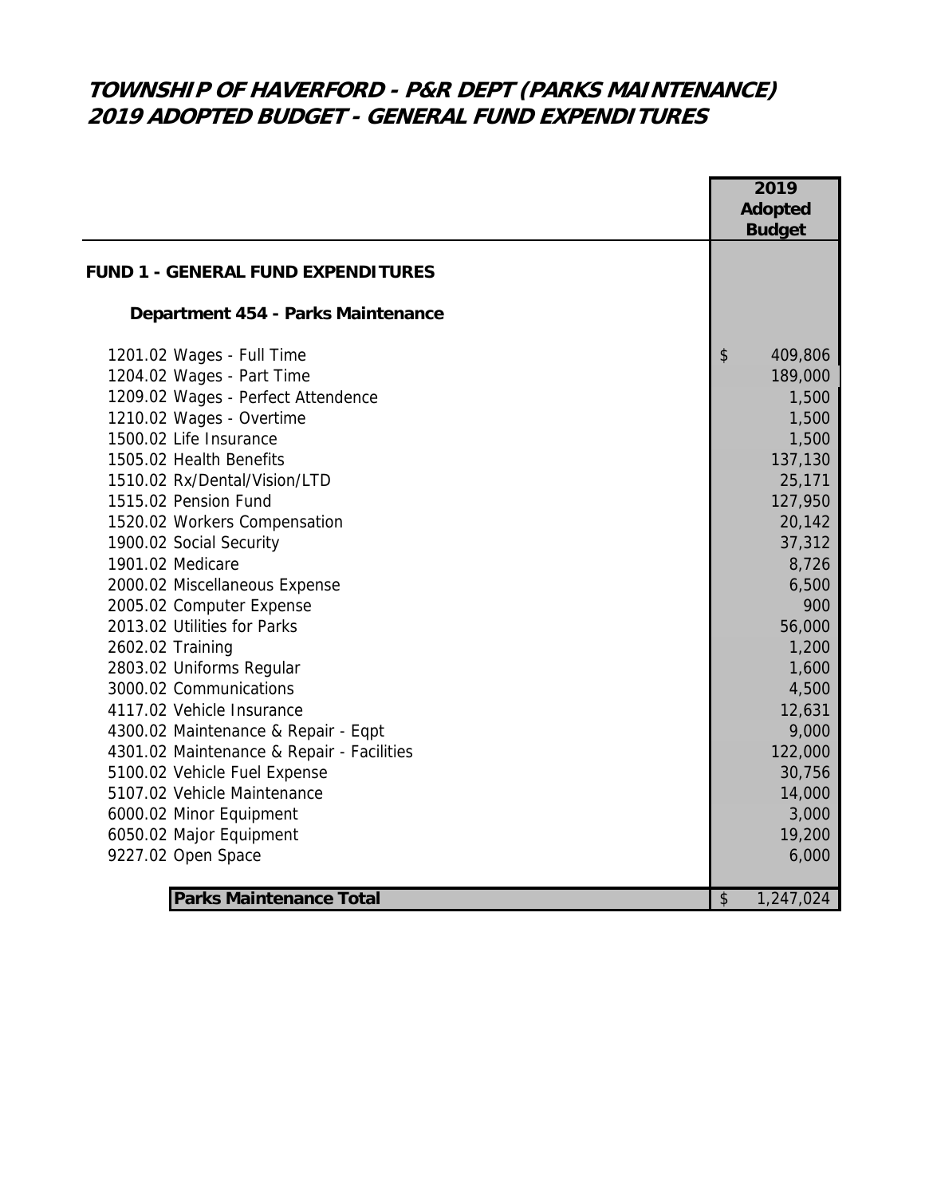# TOWNSHIP OF HAVERFORD - P&R DEPT (PARKS MAINTENANCE)
# 2019 ADOPTED BUDGET - GENERAL FUND EXPENDITURES

| | 2019 Adopted Budget |
|---|---|
| **FUND 1 - GENERAL FUND EXPENDITURES** | |
| **Department 454 - Parks Maintenance** | |
| 1201.02 Wages - Full Time | $ 409,806 |
| 1204.02 Wages - Part Time | 189,000 |
| 1209.02 Wages - Perfect Attendence | 1,500 |
| 1210.02 Wages - Overtime | 1,500 |
| 1500.02 Life Insurance | 1,500 |
| 1505.02 Health Benefits | 137,130 |
| 1510.02 Rx/Dental/Vision/LTD | 25,171 |
| 1515.02 Pension Fund | 127,950 |
| 1520.02 Workers Compensation | 20,142 |
| 1900.02 Social Security | 37,312 |
| 1901.02 Medicare | 8,726 |
| 2000.02 Miscellaneous Expense | 6,500 |
| 2005.02 Computer Expense | 900 |
| 2013.02 Utilities for Parks | 56,000 |
| 2602.02 Training | 1,200 |
| 2803.02 Uniforms Regular | 1,600 |
| 3000.02 Communications | 4,500 |
| 4117.02 Vehicle Insurance | 12,631 |
| 4300.02 Maintenance & Repair - Eqpt | 9,000 |
| 4301.02 Maintenance & Repair - Facilities | 122,000 |
| 5100.02 Vehicle Fuel Expense | 30,756 |
| 5107.02 Vehicle Maintenance | 14,000 |
| 6000.02 Minor Equipment | 3,000 |
| 6050.02 Major Equipment | 19,200 |
| 9227.02 Open Space | 6,000 |
| **Parks Maintenance Total** | $ 1,247,024 |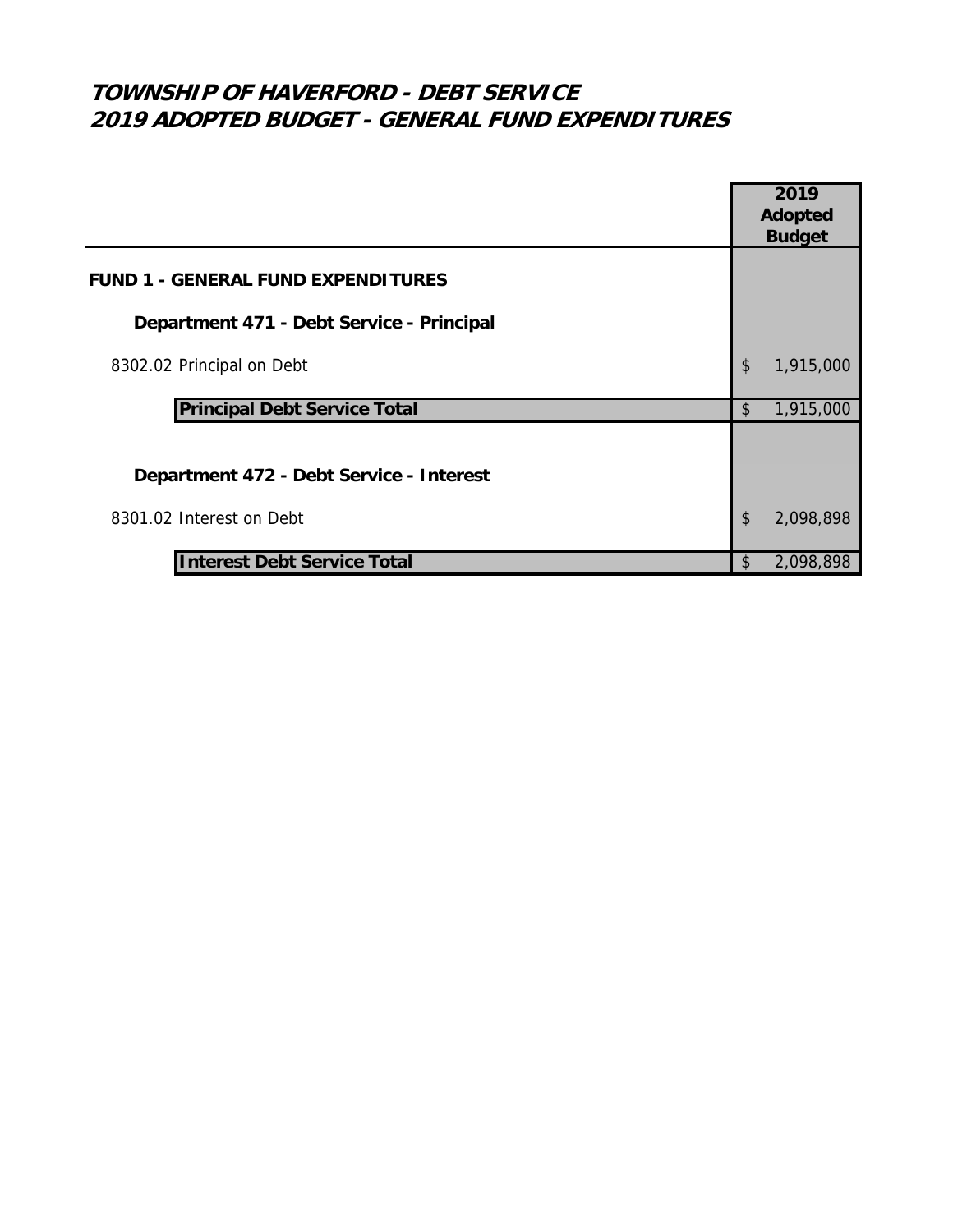# *TOWNSHIP OF HAVERFORD - DEBT SERVICE*
# *2019 ADOPTED BUDGET - GENERAL FUND EXPENDITURES*

| | 2019 Adopted Budget |
|---|---|
| **FUND 1 - GENERAL FUND EXPENDITURES** | |
| **Department 471 - Debt Service - Principal** | |
| 8302.02 Principal on Debt | $ 1,915,000 |
| **Principal Debt Service Total** | $ 1,915,000 |
| **Department 472 - Debt Service - Interest** | |
| 8301.02 Interest on Debt | $ 2,098,898 |
| **Interest Debt Service Total** | $ 2,098,898 |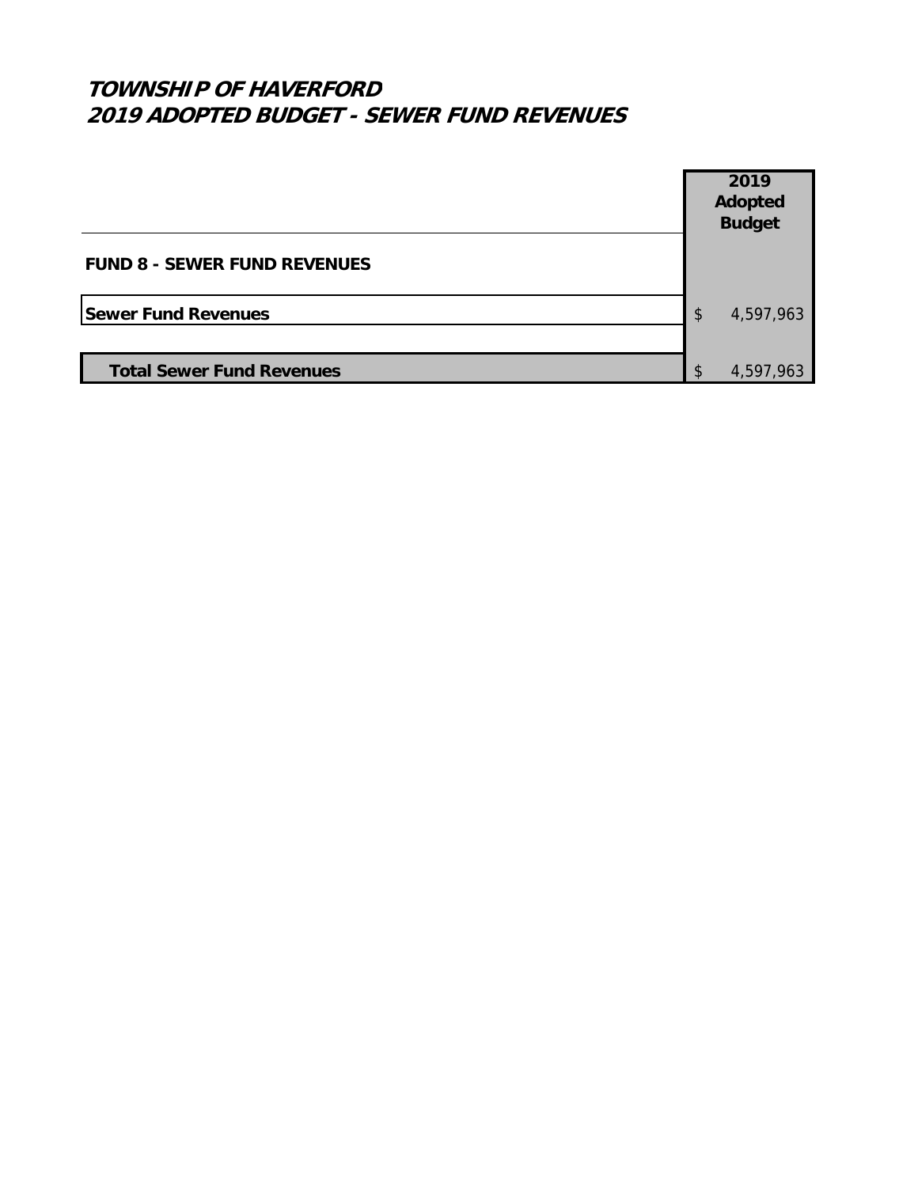# TOWNSHIP OF HAVERFORD
# 2019 ADOPTED BUDGET - SEWER FUND REVENUES

| | 2019 Adopted Budget |
|---|---|
| **FUND 8 - SEWER FUND REVENUES** | |
| **Sewer Fund Revenues** | $ 4,597,963 |
| **Total Sewer Fund Revenues** | $ 4,597,963 |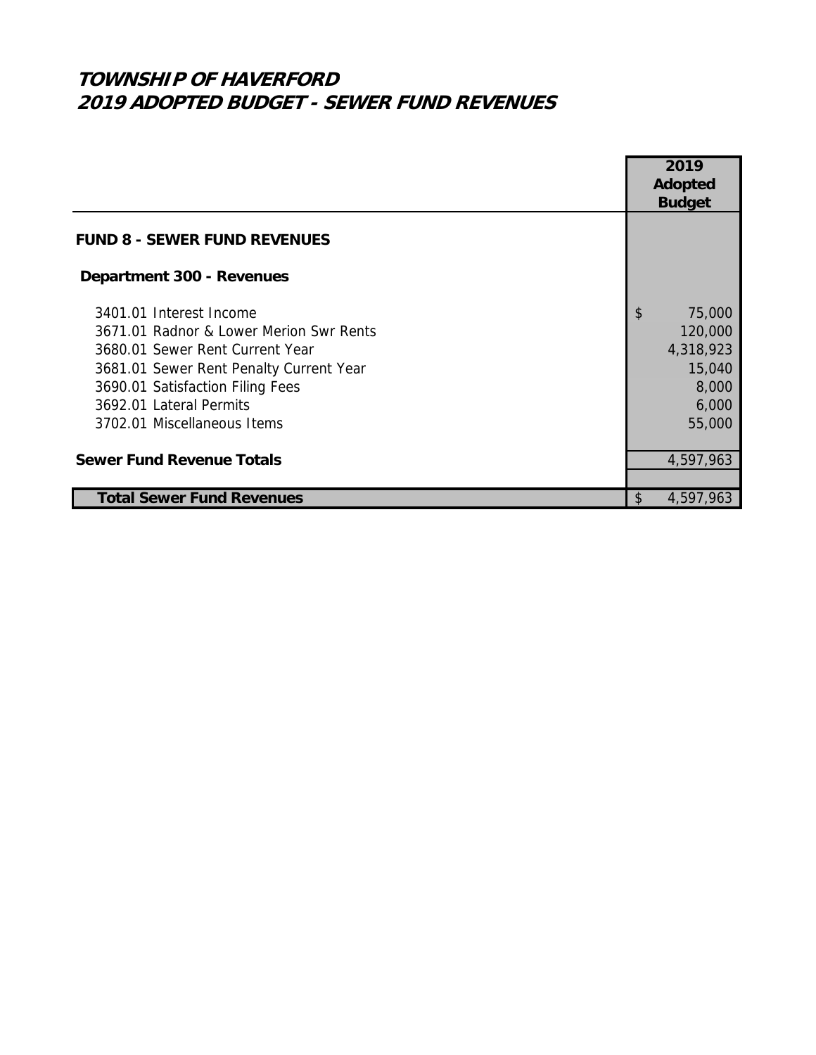# TOWNSHIP OF HAVERFORD
# 2019 ADOPTED BUDGET - SEWER FUND REVENUES

| | 2019 Adopted Budget |
|---|---|
| **FUND 8 - SEWER FUND REVENUES** | |
| **Department 300 - Revenues** | |
| 3401.01 Interest Income | $ 75,000 |
| 3671.01 Radnor & Lower Merion Swr Rents | 120,000 |
| 3680.01 Sewer Rent Current Year | 4,318,923 |
| 3681.01 Sewer Rent Penalty Current Year | 15,040 |
| 3690.01 Satisfaction Filing Fees | 8,000 |
| 3692.01 Lateral Permits | 6,000 |
| 3702.01 Miscellaneous Items | 55,000 |
| **Sewer Fund Revenue Totals** | 4,597,963 |
| **Total Sewer Fund Revenues** | $ 4,597,963 |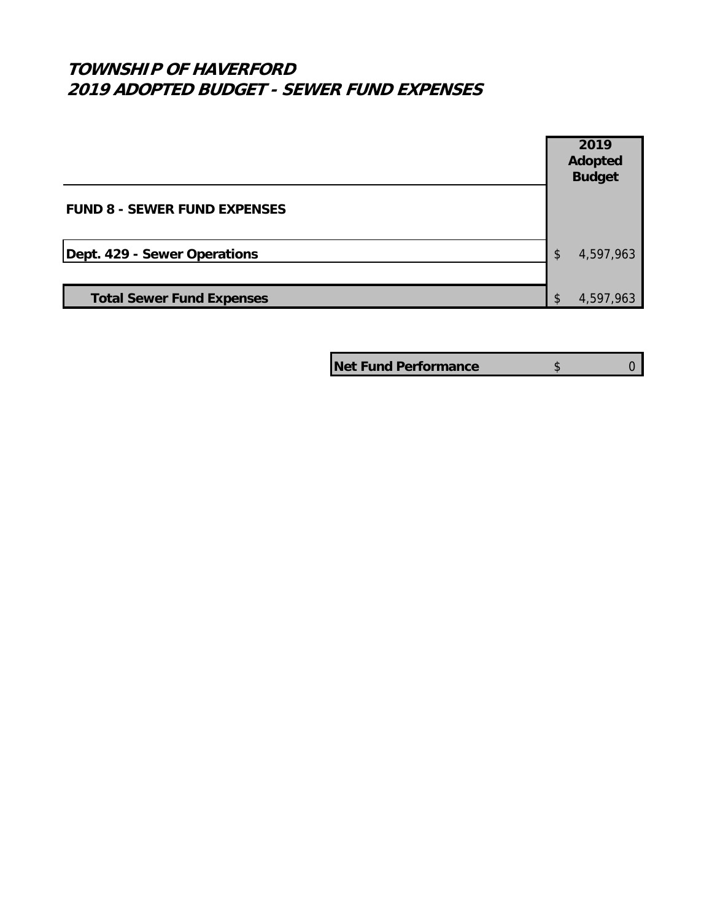# TOWNSHIP OF HAVERFORD
# 2019 ADOPTED BUDGET - SEWER FUND EXPENSES

| | 2019 Adopted Budget |
|---|---|
| **FUND 8 - SEWER FUND EXPENSES** | |
| **Dept. 429 - Sewer Operations** | $ 4,597,963 |
| **Total Sewer Fund Expenses** | $ 4,597,963 |

| | |
|---|---|
| **Net Fund Performance** | $ 0 |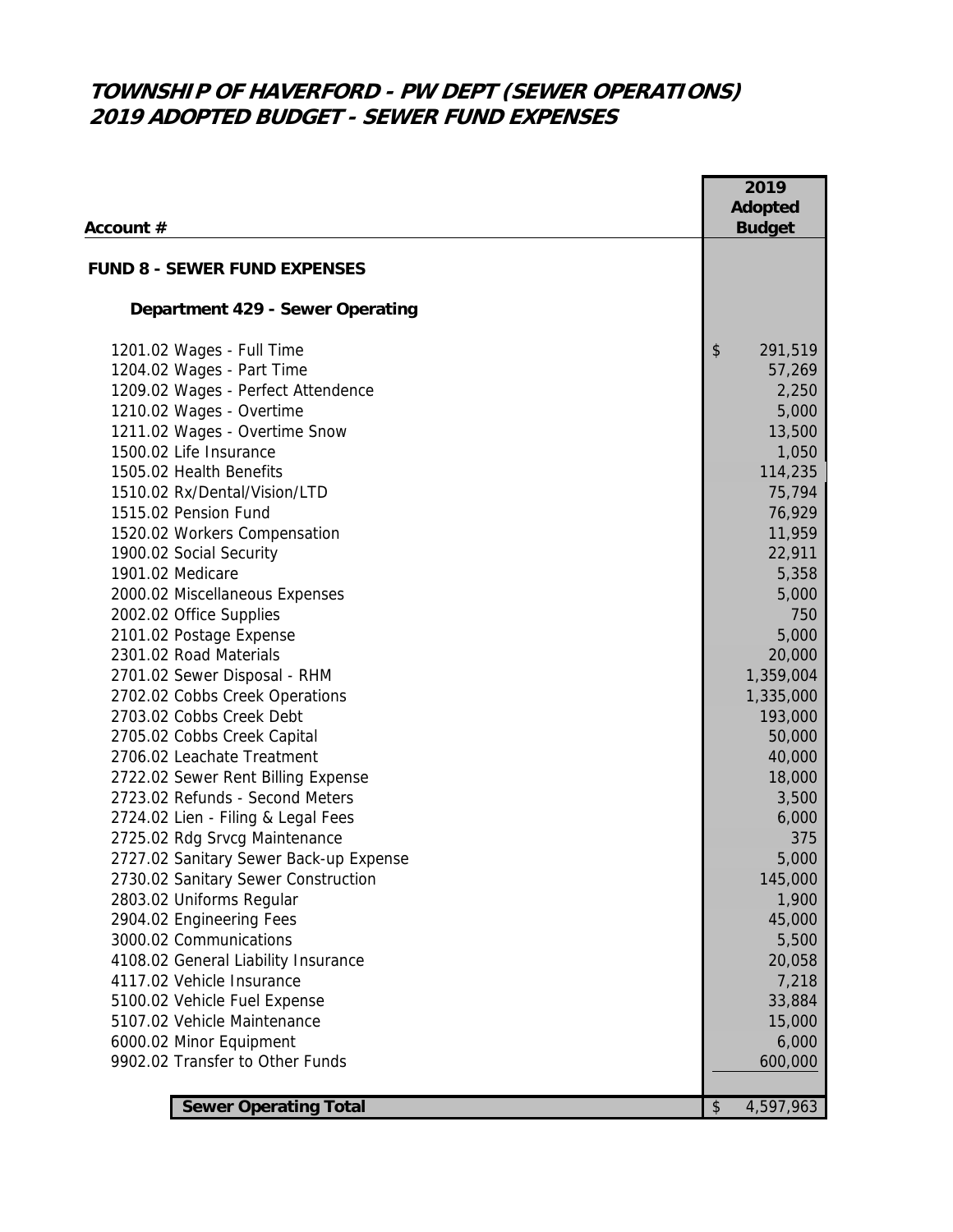# TOWNSHIP OF HAVERFORD - PW DEPT (SEWER OPERATIONS)
# 2019 ADOPTED BUDGET - SEWER FUND EXPENSES

| Account # | 2019 Adopted Budget |
|---|---|
| **FUND 8 - SEWER FUND EXPENSES** | |
| **Department 429 - Sewer Operating** | |
| 1201.02 Wages - Full Time | $ 291,519 |
| 1204.02 Wages - Part Time | 57,269 |
| 1209.02 Wages - Perfect Attendence | 2,250 |
| 1210.02 Wages - Overtime | 5,000 |
| 1211.02 Wages - Overtime Snow | 13,500 |
| 1500.02 Life Insurance | 1,050 |
| 1505.02 Health Benefits | 114,235 |
| 1510.02 Rx/Dental/Vision/LTD | 75,794 |
| 1515.02 Pension Fund | 76,929 |
| 1520.02 Workers Compensation | 11,959 |
| 1900.02 Social Security | 22,911 |
| 1901.02 Medicare | 5,358 |
| 2000.02 Miscellaneous Expenses | 5,000 |
| 2002.02 Office Supplies | 750 |
| 2101.02 Postage Expense | 5,000 |
| 2301.02 Road Materials | 20,000 |
| 2701.02 Sewer Disposal - RHM | 1,359,004 |
| 2702.02 Cobbs Creek Operations | 1,335,000 |
| 2703.02 Cobbs Creek Debt | 193,000 |
| 2705.02 Cobbs Creek Capital | 50,000 |
| 2706.02 Leachate Treatment | 40,000 |
| 2722.02 Sewer Rent Billing Expense | 18,000 |
| 2723.02 Refunds - Second Meters | 3,500 |
| 2724.02 Lien - Filing & Legal Fees | 6,000 |
| 2725.02 Rdg Srvcg Maintenance | 375 |
| 2727.02 Sanitary Sewer Back-up Expense | 5,000 |
| 2730.02 Sanitary Sewer Construction | 145,000 |
| 2803.02 Uniforms Regular | 1,900 |
| 2904.02 Engineering Fees | 45,000 |
| 3000.02 Communications | 5,500 |
| 4108.02 General Liability Insurance | 20,058 |
| 4117.02 Vehicle Insurance | 7,218 |
| 5100.02 Vehicle Fuel Expense | 33,884 |
| 5107.02 Vehicle Maintenance | 15,000 |
| 6000.02 Minor Equipment | 6,000 |
| 9902.02 Transfer to Other Funds | 600,000 |
| **Sewer Operating Total** | $ 4,597,963 |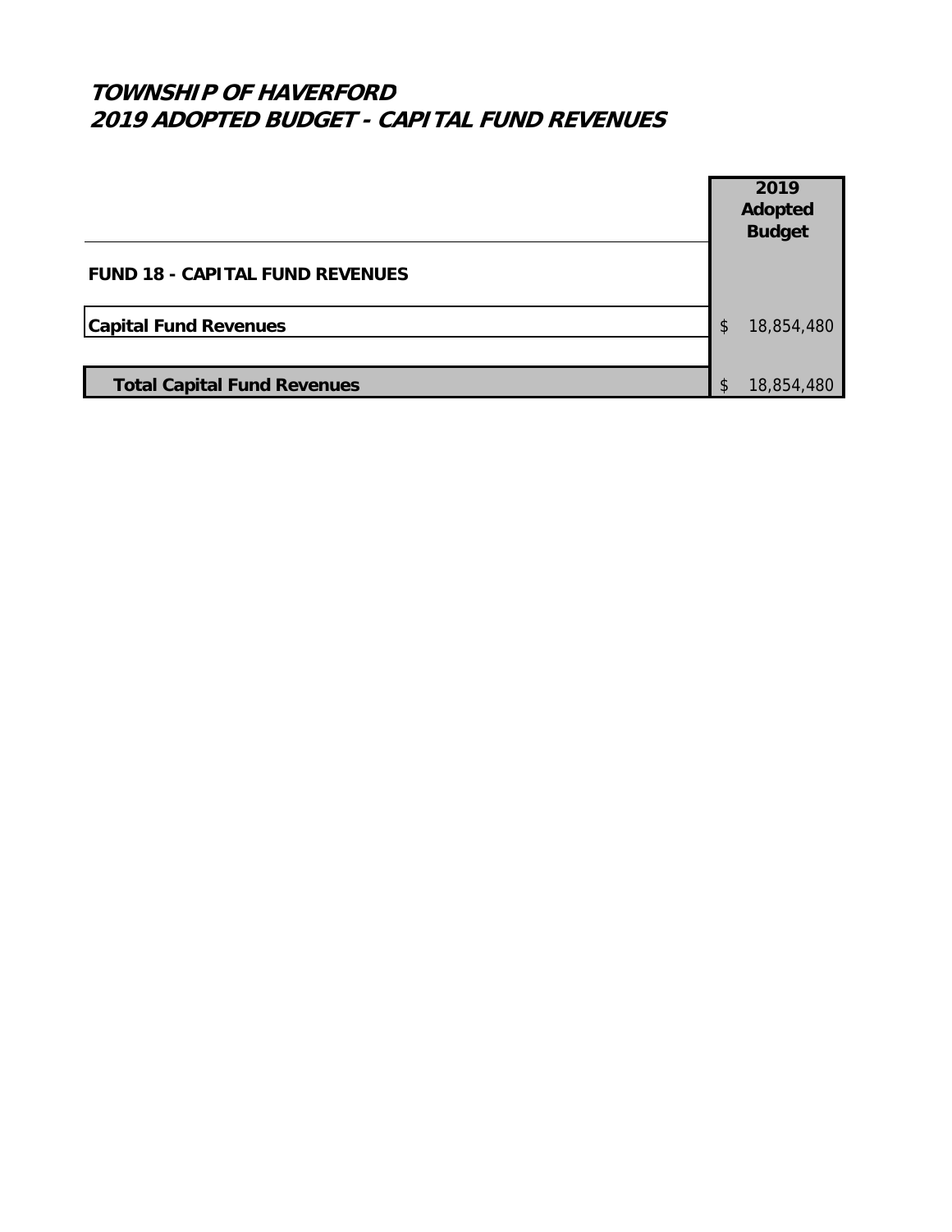# TOWNSHIP OF HAVERFORD
# 2019 ADOPTED BUDGET - CAPITAL FUND REVENUES

| | 2019 Adopted Budget |
|---|---|
| **FUND 18 - CAPITAL FUND REVENUES** | |
| **Capital Fund Revenues** | $ 18,854,480 |
| **Total Capital Fund Revenues** | $ 18,854,480 |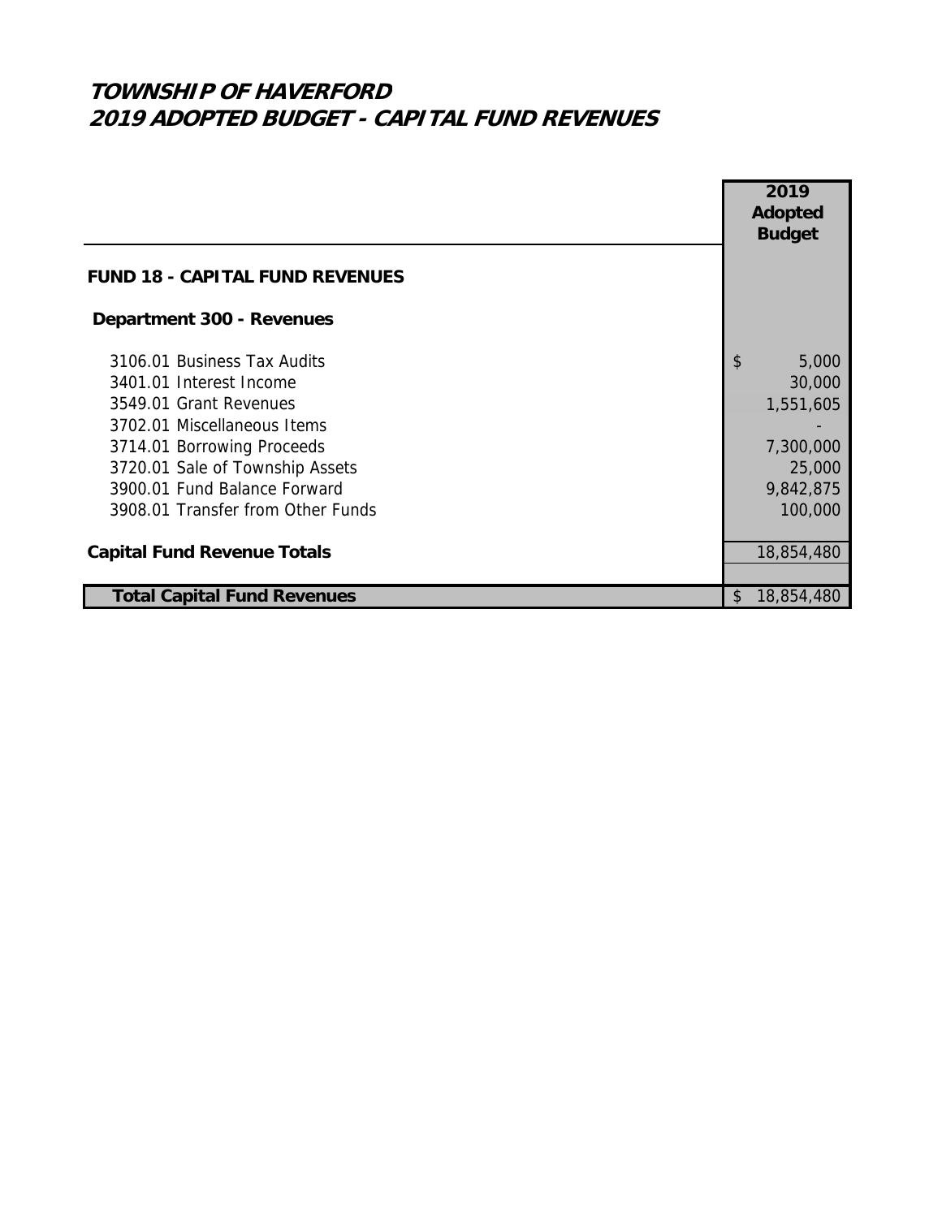# TOWNSHIP OF HAVERFORD
# 2019 ADOPTED BUDGET - CAPITAL FUND REVENUES

| | 2019 Adopted Budget |
|---|---|
| **FUND 18 - CAPITAL FUND REVENUES** | |
| **Department 300 - Revenues** | |
| 3106.01 Business Tax Audits | $ 5,000 |
| 3401.01 Interest Income | 30,000 |
| 3549.01 Grant Revenues | 1,551,605 |
| 3702.01 Miscellaneous Items | - |
| 3714.01 Borrowing Proceeds | 7,300,000 |
| 3720.01 Sale of Township Assets | 25,000 |
| 3900.01 Fund Balance Forward | 9,842,875 |
| 3908.01 Transfer from Other Funds | 100,000 |
| **Capital Fund Revenue Totals** | 18,854,480 |
| **Total Capital Fund Revenues** | $ 18,854,480 |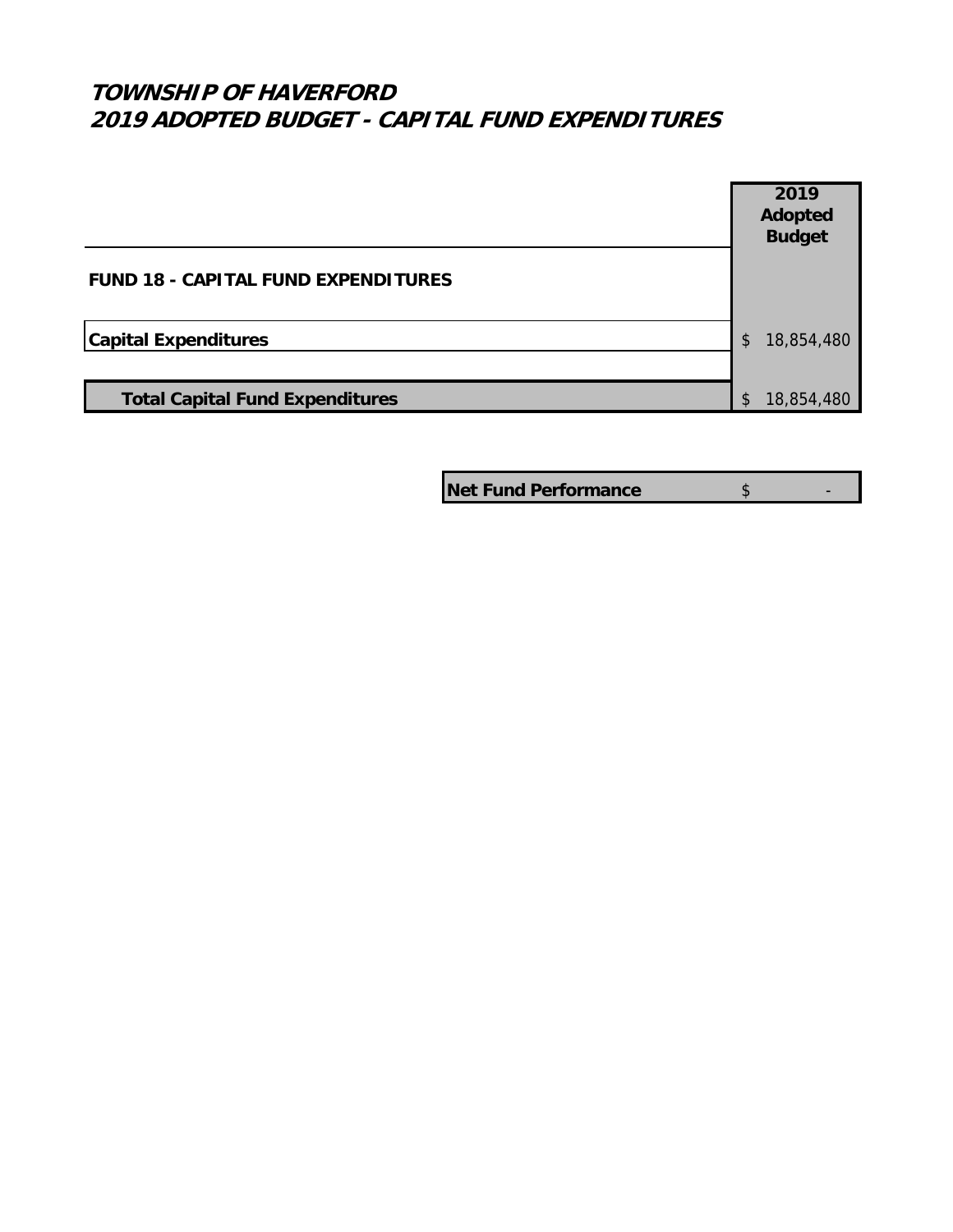# TOWNSHIP OF HAVERFORD
## 2019 ADOPTED BUDGET - CAPITAL FUND EXPENDITURES

| | 2019 Adopted Budget |
|---|---|
| **FUND 18 - CAPITAL FUND EXPENDITURES** | |
| **Capital Expenditures** | $ 18,854,480 |
| **Total Capital Fund Expenditures** | $ 18,854,480 |

| | |
|---|---|
| **Net Fund Performance** | $ - |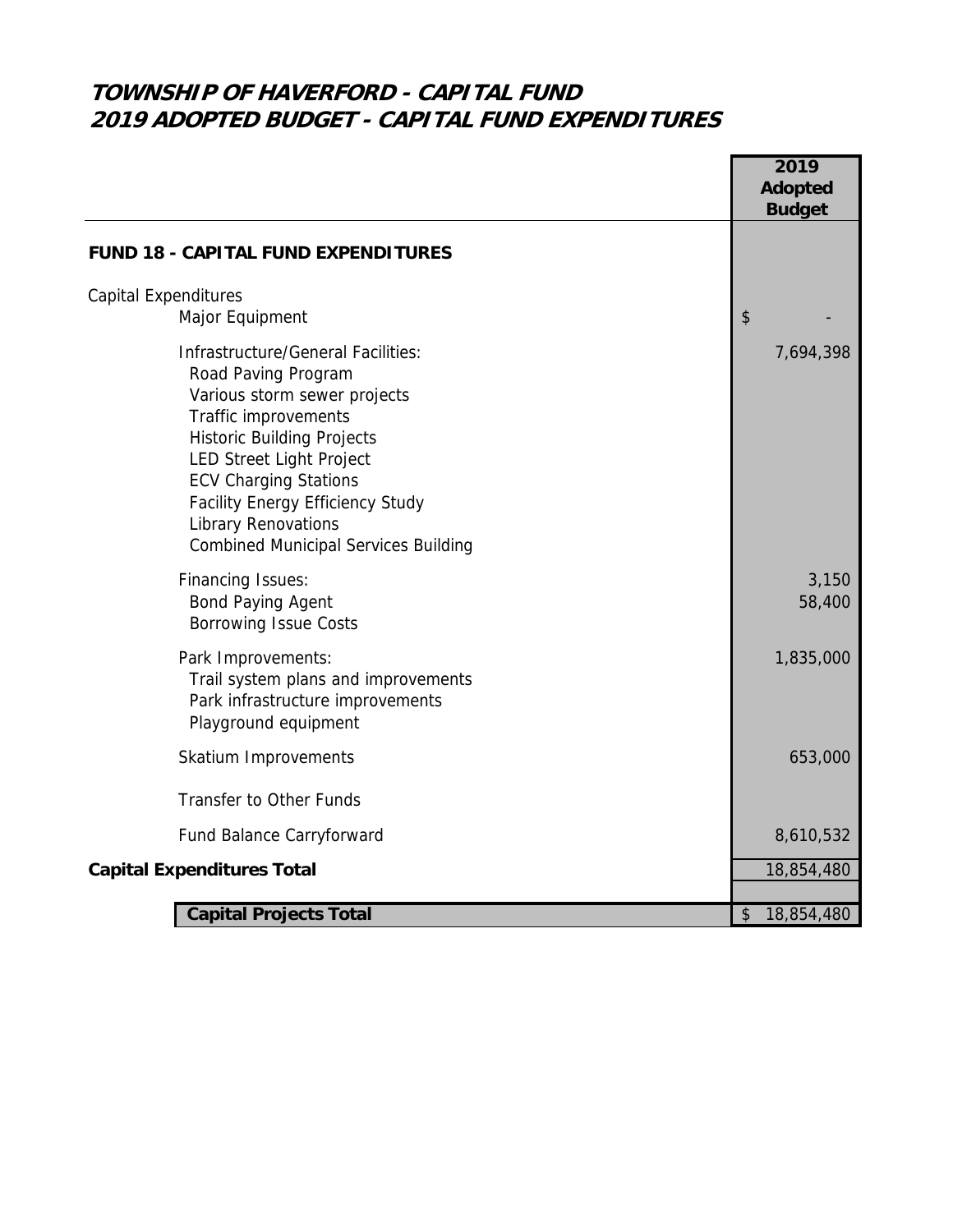# TOWNSHIP OF HAVERFORD - CAPITAL FUND
## 2019 ADOPTED BUDGET - CAPITAL FUND EXPENDITURES

| | 2019 Adopted Budget |
|---|---|
| **FUND 18 - CAPITAL FUND EXPENDITURES** | |
| Capital Expenditures | |
| Major Equipment | $ - |
| Infrastructure/General Facilities: | 7,694,398 |
| Road Paving Program | |
| Various storm sewer projects | |
| Traffic improvements | |
| Historic Building Projects | |
| LED Street Light Project | |
| ECV Charging Stations | |
| Facility Energy Efficiency Study | |
| Library Renovations | |
| Combined Municipal Services Building | |
| Financing Issues: | 3,150 |
| Bond Paying Agent | 58,400 |
| Borrowing Issue Costs | |
| Park Improvements: | 1,835,000 |
| Trail system plans and improvements | |
| Park infrastructure improvements | |
| Playground equipment | |
| Skatium Improvements | 653,000 |
| Transfer to Other Funds | |
| Fund Balance Carryforward | 8,610,532 |
| **Capital Expenditures Total** | 18,854,480 |
| **Capital Projects Total** | $ 18,854,480 |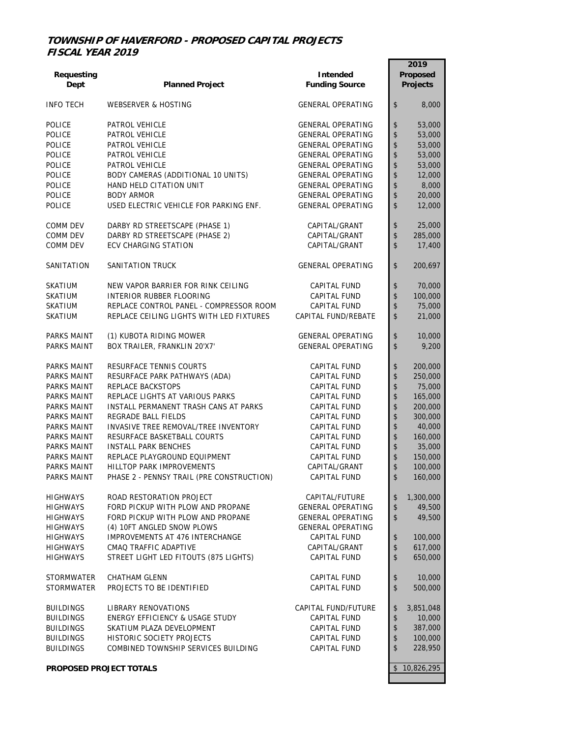## *TOWNSHIP OF HAVERFORD - PROPOSED CAPITAL PROJECTS*
## *FISCAL YEAR 2019*

| Requesting Dept | Planned Project | Intended Funding Source | 2019 Proposed Projects |
|---|---|---|---|
| INFO TECH | WEBSERVER & HOSTING | GENERAL OPERATING | $ 8,000 |
| POLICE | PATROL VEHICLE | GENERAL OPERATING | $ 53,000 |
| POLICE | PATROL VEHICLE | GENERAL OPERATING | $ 53,000 |
| POLICE | PATROL VEHICLE | GENERAL OPERATING | $ 53,000 |
| POLICE | PATROL VEHICLE | GENERAL OPERATING | $ 53,000 |
| POLICE | PATROL VEHICLE | GENERAL OPERATING | $ 53,000 |
| POLICE | BODY CAMERAS (ADDITIONAL 10 UNITS) | GENERAL OPERATING | $ 12,000 |
| POLICE | HAND HELD CITATION UNIT | GENERAL OPERATING | $ 8,000 |
| POLICE | BODY ARMOR | GENERAL OPERATING | $ 20,000 |
| POLICE | USED ELECTRIC VEHICLE FOR PARKING ENF. | GENERAL OPERATING | $ 12,000 |
| COMM DEV | DARBY RD STREETSCAPE (PHASE 1) | CAPITAL/GRANT | $ 25,000 |
| COMM DEV | DARBY RD STREETSCAPE (PHASE 2) | CAPITAL/GRANT | $ 285,000 |
| COMM DEV | ECV CHARGING STATION | CAPITAL/GRANT | $ 17,400 |
| SANITATION | SANITATION TRUCK | GENERAL OPERATING | $ 200,697 |
| SKATIUM | NEW VAPOR BARRIER FOR RINK CEILING | CAPITAL FUND | $ 70,000 |
| SKATIUM | INTERIOR RUBBER FLOORING | CAPITAL FUND | $ 100,000 |
| SKATIUM | REPLACE CONTROL PANEL - COMPRESSOR ROOM | CAPITAL FUND | $ 75,000 |
| SKATIUM | REPLACE CEILING LIGHTS WITH LED FIXTURES | CAPITAL FUND/REBATE | $ 21,000 |
| PARKS MAINT | (1) KUBOTA RIDING MOWER | GENERAL OPERATING | $ 10,000 |
| PARKS MAINT | BOX TRAILER, FRANKLIN 20'X7' | GENERAL OPERATING | $ 9,200 |
| PARKS MAINT | RESURFACE TENNIS COURTS | CAPITAL FUND | $ 200,000 |
| PARKS MAINT | RESURFACE PARK PATHWAYS (ADA) | CAPITAL FUND | $ 250,000 |
| PARKS MAINT | REPLACE BACKSTOPS | CAPITAL FUND | $ 75,000 |
| PARKS MAINT | REPLACE LIGHTS AT VARIOUS PARKS | CAPITAL FUND | $ 165,000 |
| PARKS MAINT | INSTALL PERMANENT TRASH CANS AT PARKS | CAPITAL FUND | $ 200,000 |
| PARKS MAINT | REGRADE BALL FIELDS | CAPITAL FUND | $ 300,000 |
| PARKS MAINT | INVASIVE TREE REMOVAL/TREE INVENTORY | CAPITAL FUND | $ 40,000 |
| PARKS MAINT | RESURFACE BASKETBALL COURTS | CAPITAL FUND | $ 160,000 |
| PARKS MAINT | INSTALL PARK BENCHES | CAPITAL FUND | $ 35,000 |
| PARKS MAINT | REPLACE PLAYGROUND EQUIPMENT | CAPITAL FUND | $ 150,000 |
| PARKS MAINT | HILLTOP PARK IMPROVEMENTS | CAPITAL/GRANT | $ 100,000 |
| PARKS MAINT | PHASE 2 - PENNSY TRAIL (PRE CONSTRUCTION) | CAPITAL FUND | $ 160,000 |
| HIGHWAYS | ROAD RESTORATION PROJECT | CAPITAL/FUTURE | $ 1,300,000 |
| HIGHWAYS | FORD PICKUP WITH PLOW AND PROPANE | GENERAL OPERATING | $ 49,500 |
| HIGHWAYS | FORD PICKUP WITH PLOW AND PROPANE | GENERAL OPERATING | $ 49,500 |
| HIGHWAYS | (4) 10FT ANGLED SNOW PLOWS | GENERAL OPERATING | |
| HIGHWAYS | IMPROVEMENTS AT 476 INTERCHANGE | CAPITAL FUND | $ 100,000 |
| HIGHWAYS | CMAQ TRAFFIC ADAPTIVE | CAPITAL/GRANT | $ 617,000 |
| HIGHWAYS | STREET LIGHT LED FITOUTS (875 LIGHTS) | CAPITAL FUND | $ 650,000 |
| STORMWATER | CHATHAM GLENN | CAPITAL FUND | $ 10,000 |
| STORMWATER | PROJECTS TO BE IDENTIFIED | CAPITAL FUND | $ 500,000 |
| BUILDINGS | LIBRARY RENOVATIONS | CAPITAL FUND/FUTURE | $ 3,851,048 |
| BUILDINGS | ENERGY EFFICIENCY & USAGE STUDY | CAPITAL FUND | $ 10,000 |
| BUILDINGS | SKATIUM PLAZA DEVELOPMENT | CAPITAL FUND | $ 387,000 |
| BUILDINGS | HISTORIC SOCIETY PROJECTS | CAPITAL FUND | $ 100,000 |
| BUILDINGS | COMBINED TOWNSHIP SERVICES BUILDING | CAPITAL FUND | $ 228,950 |
| **PROPOSED PROJECT TOTALS** | | | $ 10,826,295 |